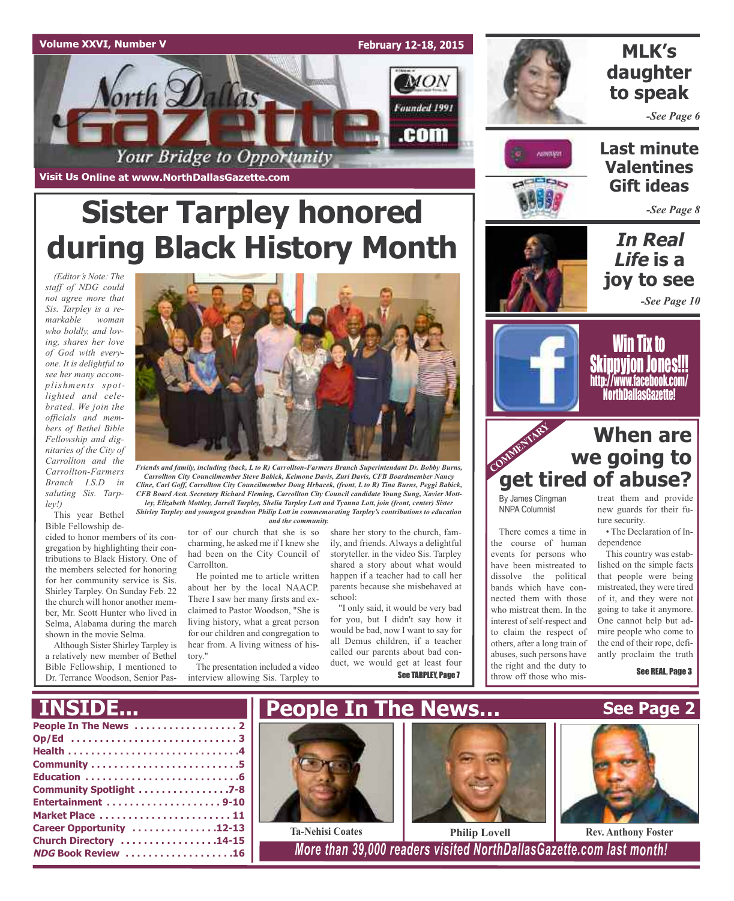Volume XXVI, Number V

February 12-18, 2015

# North Dallas Gazette

Your Bridge to Opportunity

Founded 1991

Visit Us Online at www.NorthDallasGazette.com

## MLK's daughter to speak

*-See Page 6*

## Last minute Valentines Gift ideas

*-See Page 8*

## *In Real Life* is a joy to see

*-See Page 10*

## Win Tix to Skippyjon Jones!!!

http://www.facebook.com/NorthDallasGazette!

# Sister Tarpley honored during Black History Month

*(Editor's Note: The staff of NDG could not agree more that Sis. Tarpley is a remarkable woman who boldly, and loving, shares her love of God with everyone. It is delightful to see her many accomplishments spotlighted and celebrated. We join the officials and members of Bethel Bible Fellowship and dignitaries of the City of Carrollton and the Carrollton-Farmers Branch I.S.D in saluting Sis. Tarpley!)*

*Friends and family, including (back, L to R) Carrollton-Farmers Branch Superintendant Dr. Bobby Burns, Carrollton City Councilmember Steve Babick, Keimone Davis, Zuri Davis, CFB Boardmember Nancy Cline, Carl Goff, Carrollton City Councilmember Doug Hrbacek, (front, L to R) Tina Burns, Peggi Babick, CFB Board Asst. Secretary Richard Fleming, Carrollton City Council candidate Young Sung, Xavier Mottley, Elizabeth Mottley, Jarrell Tarpley, Shelia Tarpley Lott and Tyanna Lott, join (front, center) Sister Shirley Tarpley and youngest grandson Philip Lott in commemorating Tarpley's contributions to education and the community.*

This year Bethel Bible Fellowship decided to honor members of its congregation by highlighting their contributions to Black History. One of the members selected for honoring for her community service is Sis. Shirley Tarpley. On Sunday Feb. 22 the church will honor another member, Mr. Scott Hunter who lived in Selma, Alabama during the march shown in the movie Selma.

Although Sister Shirley Tarpley is a relatively new member of Bethel Bible Fellowship, I mentioned to Dr. Terrance Woodson, Senior Pastor of our church that she is so charming, he asked me if I knew she had been on the City Council of Carrollton.

He pointed me to article written about her by the local NAACP. There I saw her many firsts and exclaimed to Pastor Woodson, "She is living history, what a great person for our children and congregation to hear from. A living witness of history."

The presentation included a video interview allowing Sis. Tarpley to share her story to the church, family, and friends. Always a delightful storyteller. in the video Sis. Tarpley shared a story about what would happen if a teacher had to call her parents because she misbehaved at school:

"I only said, it would be very bad for you, but I didn't say how it would be bad, now I want to say for all Demus children, if a teacher called our parents about bad conduct, we would get at least four

**See TARPLEY, Page 7**

## COMMENTARY
# When are we going to get tired of abuse?

By James Clingman
NNPA Columnist

There comes a time in the course of human events for persons who have been mistreated to dissolve the political bands which have connected them with those who mistreat them. In the interest of self-respect and to claim the respect of others, after a long train of abuses, such persons have the right and the duty to throw off those who mistreat them and provide new guards for their future security.

• The Declaration of Independence

This country was established on the simple facts that people were being mistreated, they were tired of it, and they were not going to take it anymore. One cannot help but admire people who come to the end of their rope, defiantly proclaim the truth

**See REAL, Page 3**

# INSIDE...

- People In The News . . . . . . . . . . . . . . . . . 2
- Op/Ed . . . . . . . . . . . . . . . . . . . . . . . . . . . . 3
- Health . . . . . . . . . . . . . . . . . . . . . . . . . . . . 4
- Community . . . . . . . . . . . . . . . . . . . . . . . . 5
- Education . . . . . . . . . . . . . . . . . . . . . . . . . 6
- Community Spotlight . . . . . . . . . . . . . . . 7-8
- Entertainment . . . . . . . . . . . . . . . . . . . 9-10
- Market Place . . . . . . . . . . . . . . . . . . . . . . 11
- Career Opportunity . . . . . . . . . . . . . . 12-13
- Church Directory . . . . . . . . . . . . . . . . 14-15
- *NDG* Book Review . . . . . . . . . . . . . . . . . 16

# People In The News... See Page 2

Ta-Nehisi Coates

Philip Lovell

Rev. Anthony Foster

*More than 39,000 readers visited NorthDallasGazette.com last month!*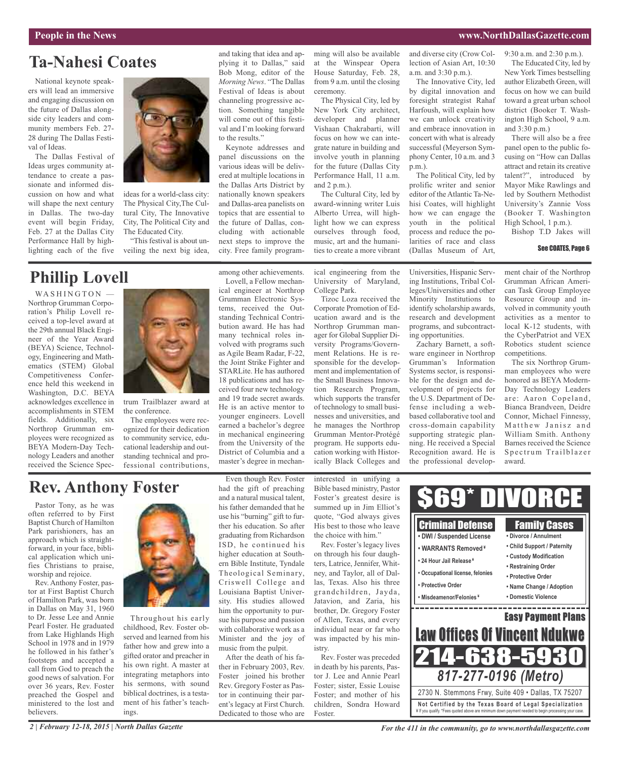## Ta-Nahesi Coates

National keynote speakers will lead an immersive and engaging discussion on the future of Dallas alongside city leaders and community members Feb. 27-28 during The Dallas Festival of Ideas.

The Dallas Festival of Ideas urges community attendance to create a passionate and informed discussion on how and what will shape the next century in Dallas. The two-day event will begin Friday, Feb. 27 at the Dallas City Performance Hall by highlighting each of the five ideas for a world-class city: The Physical City,The Cultural City, The Innovative City, The Political City and The Educated City.

"This festival is about unveiling the next big idea, and taking that idea and applying it to Dallas," said Bob Mong, editor of the *Morning News*. "The Dallas Festival of Ideas is about channeling progressive action. Something tangible will come out of this festival and I'm looking forward to the results."

Keynote addresses and panel discussions on the various ideas will be delivered at multiple locations in the Dallas Arts District by nationally known speakers and Dallas-area panelists on topics that are essential to the future of Dallas, concluding with actionable next steps to improve the city. Free family programming will also be available at the Winspear Opera House Saturday, Feb. 28, from 9 a.m. until the closing ceremony.

The Physical City, led by New York City architect, developer and planner Vishaan Chakrabarti, will focus on how we can integrate nature in building and involve youth in planning for the future (Dallas City Performance Hall, 11 a.m. and 2 p.m.).

The Cultural City, led by award-winning writer Luis Alberto Urrea, will highlight how we can express ourselves through food, music, art and the humanities to create a more vibrant and diverse city (Crow Collection of Asian Art, 10:30 a.m. and 3:30 p.m.).

The Innovative City, led by digital innovation and foresight strategist Rahaf Harfoush, will explain how we can unlock creativity and embrace innovation in concert with what is already successful (Meyerson Symphony Center, 10 a.m. and 3 p.m.).

The Political City, led by prolific writer and senior editor of the Atlantic Ta-Nehisi Coates, will highlight how we can engage the youth in the political process and reduce the polarities of race and class (Dallas Museum of Art, 9:30 a.m. and 2:30 p.m.).

The Educated City, led by New York Times bestselling author Elizabeth Green, will focus on how we can build toward a great urban school district (Booker T. Washington High School, 9 a.m. and 3:30 p.m.)

There will also be a free panel open to the public focusing on "How can Dallas attract and retain its creative talent?", introduced by Mayor Mike Rawlings and led by Southern Methodist University's Zannie Voss (Booker T. Washington High School, 1 p.m.).

Bishop T.D Jakes will

See COATES, Page 6

## Phillip Lovell

WASHINGTON — Northrop Grumman Corporation's Philip Lovell received a top-level award at the 29th annual Black Engineer of the Year Award (BEYA) Science, Technology, Engineering and Mathematics (STEM) Global Competitiveness Conference held this weekend in Washington, D.C. BEYA acknowledges excellence in accomplishments in STEM fields. Additionally, six Northrop Grumman employees were recognized as BEYA Modern-Day Technology Leaders and another received the Science Spectrum Trailblazer award at the conference.

The employees were recognized for their dedication to community service, educational leadership and outstanding technical and professional contributions, among other achievements.

Lovell, a Fellow mechanical engineer at Northrop Grumman Electronic Systems, received the Outstanding Technical Contribution award. He has had many technical roles involved with programs such as Agile Beam Radar, F-22, the Joint Strike Fighter and STARLite. He has authored 18 publications and has received four new technology and 19 trade secret awards. He is an active mentor to younger engineers. Lovell earned a bachelor's degree in mechanical engineering from the University of the District of Columbia and a master's degree in mechanical engineering from the University of Maryland, College Park.

Tizoc Loza received the Corporate Promotion of Education award and is the Northrop Grumman manager for Global Supplier Diversity Programs/Government Relations. He is responsible for the development and implementation of the Small Business Innovation Research Program, which supports the transfer of technology to small businesses and universities, and he manages the Northrop Grumman Mentor-Protégé program. He supports education working with Historically Black Colleges and Universities, Hispanic Serving Institutions, Tribal Colleges/Universities and other Minority Institutions to identify scholarship awards, research and development programs, and subcontracting opportunities.

Zachary Barnett, a software engineer in Northrop Grumman's Information Systems sector, is responsible for the design and development of projects for the U.S. Department of Defense including a web-based collaborative tool and cross-domain capability supporting strategic planning. He received a Special Recognition award. He is the professional development chair of the Northrop Grumman African American Task Group Employee Resource Group and involved in community youth activities as a mentor to local K-12 students, with the CyberPatriot and VEX Robotics student science competitions.

The six Northrop Grumman employees who were honored as BEYA Modern-Day Technology Leaders are: Aaron Copeland, Bianca Brandveen, Deidre Connor, Michael Finnessy, Matthew Janisz and William Smith. Anthony Barnes received the Science Spectrum Trailblazer award.

## Rev. Anthony Foster

Pastor Tony, as he was often referred to by First Baptist Church of Hamilton Park parishioners, has an approach which is straightforward, in your face, biblical application which unifies Christians to praise, worship and rejoice.

Rev. Anthony Foster, pastor at First Baptist Church of Hamilton Park, was born in Dallas on May 31, 1960 to Dr. Jesse Lee and Annie Pearl Foster. He graduated from Lake Highlands High School in 1978 and in 1979 he followed in his father's footsteps and accepted a call from God to preach the good news of salvation. For over 36 years, Rev. Foster preached the Gospel and ministered to the lost and believers.

Throughout his early childhood, Rev. Foster observed and learned from his father how and grew into a gifted orator and preacher in his own right. A master at integrating metaphors into his sermons, with sound biblical doctrines, is a testament of his father's teachings.

Even though Rev. Foster had the gift of preaching and a natural musical talent, his father demanded that he use his "burning" gift to further his education. So after graduating from Richardson ISD, he continued his higher education at Southern Bible Institute, Tyndale Theological Seminary, Criswell College and Louisiana Baptist University. His studies allowed him the opportunity to pursue his purpose and passion with collaborative work as a Minister and the joy of music from the pulpit.

After the death of his father in February 2003, Rev. Foster joined his brother Rev. Gregory Foster as Pastor in continuing their parent's legacy at First Church. Dedicated to those who are interested in unifying a Bible based ministry, Pastor Foster's greatest desire is summed up in Jim Elliot's quote, "God always gives His best to those who leave the choice with him."

Rev. Foster's legacy lives on through his four daughters, Latrice, Jennifer, Whitney, and Taylor, all of Dallas, Texas. Also his three grandchildren, Jayda, Jatavion, and Zaria, his brother, Dr. Gregory Foster of Allen, Texas, and every individual near or far who was impacted by his ministry.

Rev. Foster was preceded in death by his parents, Pastor J. Lee and Annie Pearl Foster; sister, Essie Louise Foster; and mother of his children, Sondra Howard Foster.

---

**$69* DIVORCE**

**Criminal Defense**
- DWI / Suspended License
- WARRANTS Removed ¥
- 24 Hour Jail Release ¥
- Occupational license, felonies
- Protective Order
- Misdeameanor/Felonies ¥

**Family Cases**
- Divorce / Annulment
- Child Support / Paternity
- Custody Modification
- Restraining Order
- Protective Order
- Name Change / Adoption
- Domestic Violence

**Easy Payment Plans**

**Law Offices Of Vincent Ndukwe**

**214-638-5930**

*817-277-0196 (Metro)*

2730 N. Stemmons Frwy, Suite 409 • Dallas, TX 75207

Not Certified by the Texas Board of Legal Specialization

¥ If you qualify. *Fees quoted above are minimum down payment needed to begin processing your case.

For the 411 in the community, go to www.northdallasgazette.com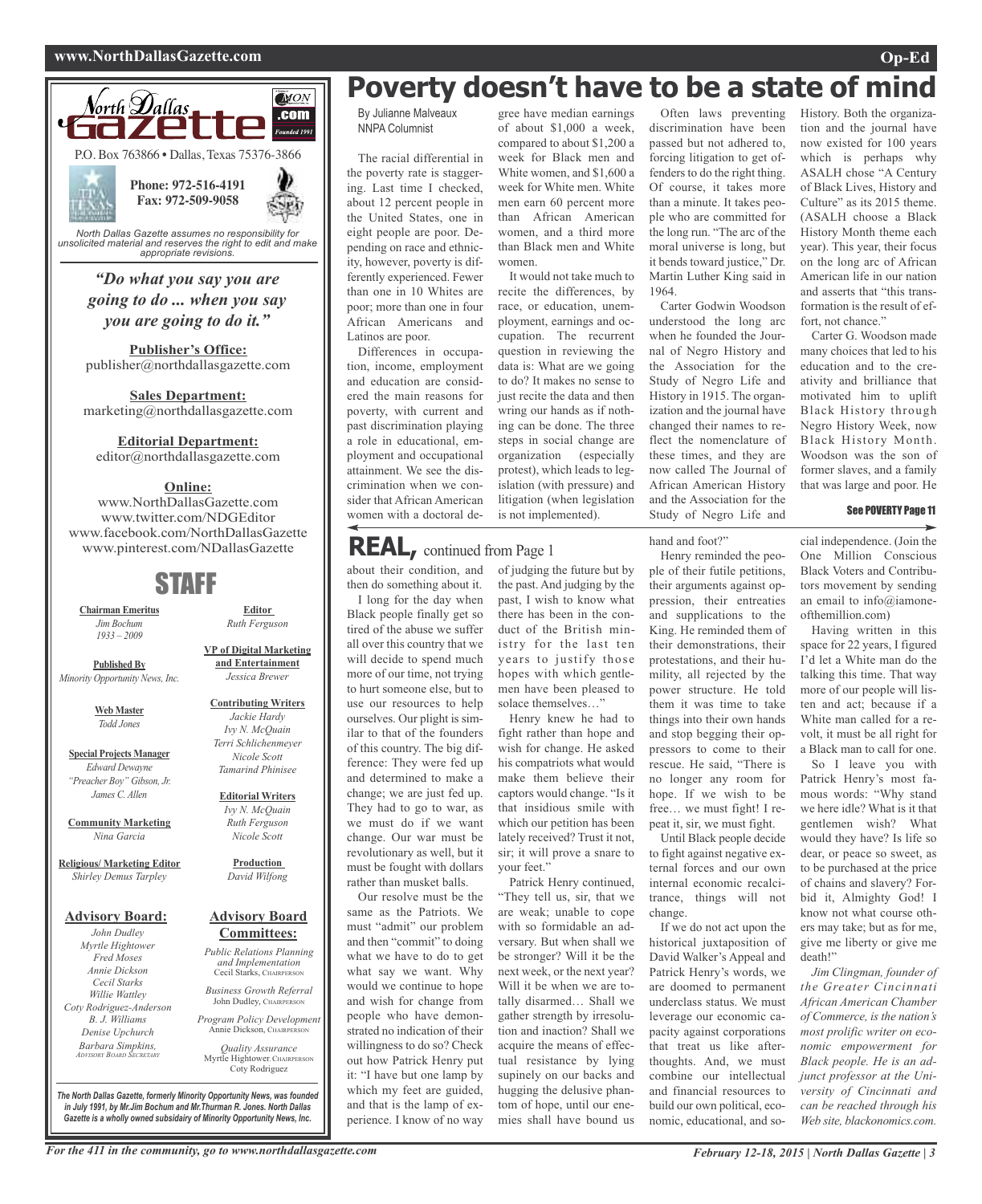North Dallas Gazette

P.O. Box 763866 • Dallas, Texas 75376-3866

**Phone: 972-516-4191**
**Fax: 972-509-9058**

*North Dallas Gazette assumes no responsibility for unsolicited material and reserves the right to edit and make appropriate revisions.*

***"Do what you say you are going to do ... when you say you are going to do it."***

**Publisher's Office:**
publisher@northdallasgazette.com

**Sales Department:**
marketing@northdallasgazette.com

**Editorial Department:**
editor@northdallasgazette.com

**Online:**
www.NorthDallasGazette.com
www.twitter.com/NDGEditor
www.facebook.com/NorthDallasGazette
www.pinterest.com/NDallasGazette

## STAFF

**Chairman Emeritus**
*Jim Bochum*
*1933 – 2009*

**Published By**
*Minority Opportunity News, Inc.*

**Web Master**
*Todd Jones*

**Special Projects Manager**
*Edward Dewayne "Preacher Boy" Gibson, Jr.*
*James C. Allen*

**Community Marketing**
*Nina Garcia*

**Religious/ Marketing Editor**
*Shirley Demus Tarpley*

**Advisory Board:**
*John Dudley*
*Myrtle Hightower*
*Fred Moses*
*Annie Dickson*
*Cecil Starks*
*Willie Wattley*
*Coty Rodriguez-Anderson*
*B. J. Williams*
*Denise Upchurch*
*Barbara Simpkins, Advisory Board Secretary*

**Editor**
*Ruth Ferguson*

**VP of Digital Marketing and Entertainment**
*Jessica Brewer*

**Contributing Writers**
*Jackie Hardy*
*Ivy N. McQuain*
*Terri Schlichenmeyer*
*Nicole Scott*
*Tamarind Phinisee*

**Editorial Writers**
*Ivy N. McQuain*
*Ruth Ferguson*
*Nicole Scott*

**Production**
*David Wilfong*

**Advisory Board Committees:**

*Public Relations Planning and Implementation*
Cecil Starks, Chairperson

*Business Growth Referral*
John Dudley, Chairperson

*Program Policy Development*
Annie Dickson, Chairperson

*Quality Assurance*
Myrtle Hightower, Chairperson
Coty Rodriguez

***The North Dallas Gazette, formerly Minority Opportunity News, was founded in July 1991, by Mr.Jim Bochum and Mr.Thurman R. Jones. North Dallas Gazette is a wholly owned subsidairy of Minority Opportunity News, Inc.***

# Poverty doesn't have to be a state of mind

By Julianne Malveaux
NNPA Columnist

The racial differential in the poverty rate is staggering. Last time I checked, about 12 percent people in the United States, one in eight people are poor. Depending on race and ethnicity, however, poverty is differently experienced. Fewer than one in 10 Whites are poor; more than one in four African Americans and Latinos are poor.

Differences in occupation, income, employment and education are considered the main reasons for poverty, with current and past discrimination playing a role in educational, employment and occupational attainment. We see the discrimination when we consider that African American women with a doctoral degree have median earnings of about $1,000 a week, compared to about $1,200 a week for Black men and White women, and $1,600 a week for White men. White men earn 60 percent more than African American women, and a third more than Black men and White women.

It would not take much to recite the differences, by race, or education, unemployment, earnings and occupation. The recurrent question in reviewing the data is: What are we going to do? It makes no sense to just recite the data and then wring our hands as if nothing can be done. The three steps in social change are organization (especially protest), which leads to legislation (with pressure) and litigation (when legislation is not implemented).

Often laws preventing discrimination have been passed but not adhered to, forcing litigation to get offenders to do the right thing. Of course, it takes more than a minute. It takes people who are committed for the long run. "The arc of the moral universe is long, but it bends toward justice," Dr. Martin Luther King said in 1964.

Carter Godwin Woodson understood the long arc when he founded the Journal of Negro History and the Association for the Study of Negro Life and History in 1915. The organization and the journal have changed their names to reflect the nomenclature of these times, and they are now called The Journal of African American History and the Association for the Study of Negro Life and History. Both the organization and the journal have now existed for 100 years which is perhaps why ASALH chose "A Century of Black Lives, History and Culture" as its 2015 theme. (ASALH choose a Black History Month theme each year). This year, their focus on the long arc of African American life in our nation and asserts that "this transformation is the result of effort, not chance."

Carter G. Woodson made many choices that led to his education and to the creativity and brilliance that motivated him to uplift Black History through Negro History Week, now Black History Month. Woodson was the son of former slaves, and a family that was large and poor. He

See POVERTY Page 11

## REAL, continued from Page 1

about their condition, and then do something about it.

I long for the day when Black people finally get so tired of the abuse we suffer all over this country that we will decide to spend much more of our time, not trying to hurt someone else, but to use our resources to help ourselves. Our plight is similar to that of the founders of this country. The big difference: They were fed up and determined to make a change; we are just fed up. They had to go to war, as we must do if we want change. Our war must be revolutionary as well, but it must be fought with dollars rather than musket balls.

Our resolve must be the same as the Patriots. We must "admit" our problem and then "commit" to doing what we have to do to get what say we want. Why would we continue to hope and wish for change from people who have demonstrated no indication of their willingness to do so? Check out how Patrick Henry put it: "I have but one lamp by which my feet are guided, and that is the lamp of experience. I know of no way of judging the future but by the past. And judging by the past, I wish to know what there has been in the conduct of the British ministry for the last ten years to justify those hopes with which gentlemen have been pleased to solace themselves…"

Henry knew he had to fight rather than hope and wish for change. He asked his compatriots what would make them believe their captors would change. "Is it that insidious smile with which our petition has been lately received? Trust it not, sir; it will prove a snare to your feet."

Patrick Henry continued, "They tell us, sir, that we are weak; unable to cope with so formidable an adversary. But when shall we be stronger? Will it be the next week, or the next year? Will it be when we are totally disarmed… Shall we gather strength by irresolution and inaction? Shall we acquire the means of effectual resistance by lying supinely on our backs and hugging the delusive phantom of hope, until our enemies shall have bound us hand and foot?"

Henry reminded the people of their futile petitions, their arguments against oppression, their entreaties and supplications to the King. He reminded them of their demonstrations, their protestations, and their humility, all rejected by the power structure. He told them it was time to take things into their own hands and stop begging their oppressors to come to their rescue. He said, "There is no longer any room for hope. If we wish to be free… we must fight! I repeat it, sir, we must fight.

Until Black people decide to fight against negative external forces and our own internal economic recalcitrance, things will not change.

If we do not act upon the historical juxtaposition of David Walker's Appeal and Patrick Henry's words, we are doomed to permanent underclass status. We must leverage our economic capacity against corporations that treat us like afterthoughts. And, we must combine our intellectual and financial resources to build our own political, economic, educational, and social independence. (Join the One Million Conscious Black Voters and Contributors movement by sending an email to info@iamoneofthemillion.com)

Having written in this space for 22 years, I figured I'd let a White man do the talking this time. That way more of our people will listen and act; because if a White man called for a revolt, it must be all right for a Black man to call for one.

So I leave you with Patrick Henry's most famous words: "Why stand we here idle? What is it that gentlemen wish? What would they have? Is life so dear, or peace so sweet, as to be purchased at the price of chains and slavery? Forbid it, Almighty God! I know not what course others may take; but as for me, give me liberty or give me death!"

*Jim Clingman, founder of the Greater Cincinnati African American Chamber of Commerce, is the nation's most prolific writer on economic empowerment for Black people. He is an adjunct professor at the University of Cincinnati and can be reached through his Web site, blackonomics.com.*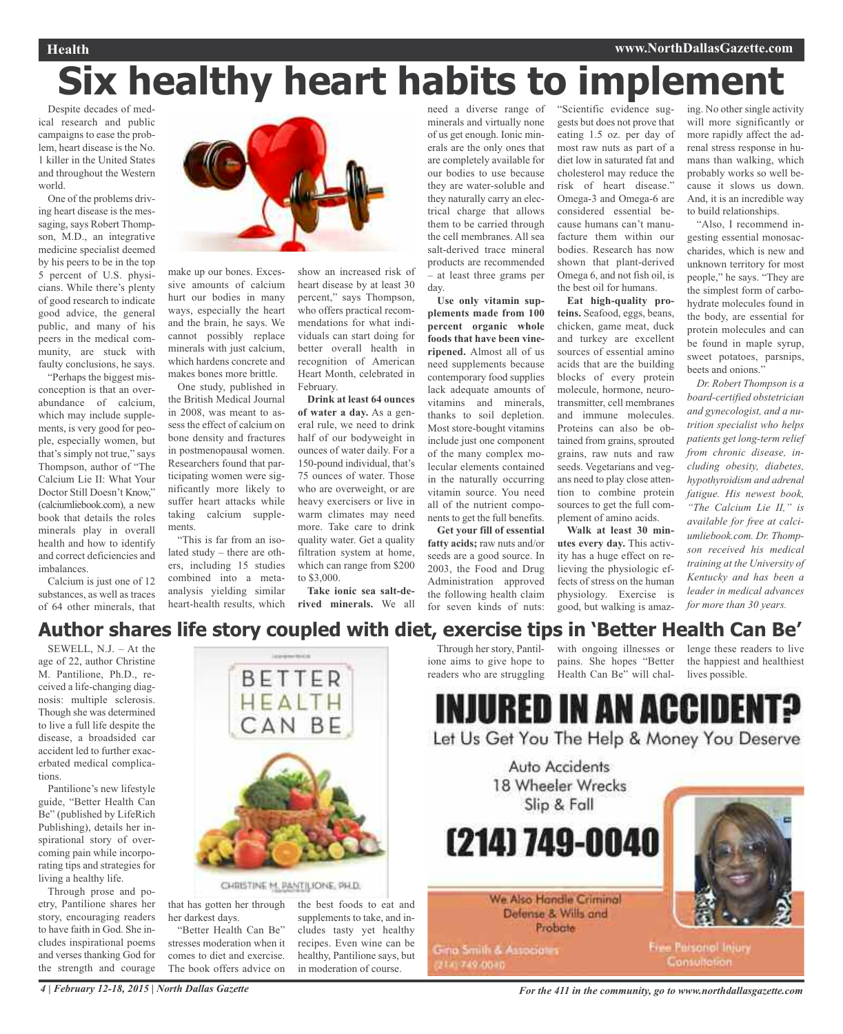# Six healthy heart habits to implement

Despite decades of medical research and public campaigns to ease the problem, heart disease is the No. 1 killer in the United States and throughout the Western world.

One of the problems driving heart disease is the messaging, says Robert Thompson, M.D., an integrative medicine specialist deemed by his peers to be in the top 5 percent of U.S. physicians. While there's plenty of good research to indicate good advice, the general public, and many of his peers in the medical community, are stuck with faulty conclusions, he says.

"Perhaps the biggest misconception is that an overabundance of calcium, which may include supplements, is very good for people, especially women, but that's simply not true," says Thompson, author of "The Calcium Lie II: What Your Doctor Still Doesn't Know," (calciumliebook.com), a new book that details the roles minerals play in overall health and how to identify and correct deficiencies and imbalances.

Calcium is just one of 12 substances, as well as traces of 64 other minerals, that make up our bones. Excessive amounts of calcium hurt our bodies in many ways, especially the heart and the brain, he says. We cannot possibly replace minerals with just calcium, which hardens concrete and makes bones more brittle.

One study, published in the British Medical Journal in 2008, was meant to assess the effect of calcium on bone density and fractures in postmenopausal women. Researchers found that participating women were significantly more likely to suffer heart attacks while taking calcium supplements.

"This is far from an isolated study – there are others, including 15 studies combined into a meta-analysis yielding similar heart-health results, which show an increased risk of heart disease by at least 30 percent," says Thompson, who offers practical recommendations for what individuals can start doing for better overall health in recognition of American Heart Month, celebrated in February.

**Drink at least 64 ounces of water a day.** As a general rule, we need to drink half of our bodyweight in ounces of water daily. For a 150-pound individual, that's 75 ounces of water. Those who are overweight, or are heavy exercisers or live in warm climates may need more. Take care to drink quality water. Get a quality filtration system at home, which can range from $200 to $3,000.

**Take ionic sea salt-derived minerals.** We all need a diverse range of minerals and virtually none of us get enough. Ionic minerals are the only ones that are completely available for our bodies to use because they are water-soluble and they naturally carry an electrical charge that allows them to be carried through the cell membranes. All sea salt-derived trace mineral products are recommended – at least three grams per day.

**Use only vitamin supplements made from 100 percent organic whole foods that have been vine-ripened.** Almost all of us need supplements because contemporary food supplies lack adequate amounts of vitamins and minerals, thanks to soil depletion. Most store-bought vitamins include just one component of the many complex molecular elements contained in the naturally occurring vitamin source. You need all of the nutrient components to get the full benefits.

**Get your fill of essential fatty acids;** raw nuts and/or seeds are a good source. In 2003, the Food and Drug Administration approved the following health claim for seven kinds of nuts: "Scientific evidence suggests but does not prove that eating 1.5 oz. per day of most raw nuts as part of a diet low in saturated fat and cholesterol may reduce the risk of heart disease." Omega-3 and Omega-6 are considered essential because humans can't manufacture them within our bodies. Research has now shown that plant-derived Omega 6, and not fish oil, is the best oil for humans.

**Eat high-quality proteins.** Seafood, eggs, beans, chicken, game meat, duck and turkey are excellent sources of essential amino acids that are the building blocks of every protein molecule, hormone, neurotransmitter, cell membranes and immune molecules. Proteins can also be obtained from grains, sprouted grains, raw nuts and raw seeds. Vegetarians and vegans need to play close attention to combine protein sources to get the full complement of amino acids.

**Walk at least 30 minutes every day.** This activity has a huge effect on relieving the physiologic effects of stress on the human physiology. Exercise is good, but walking is amazing. No other single activity will more significantly or more rapidly affect the adrenal stress response in humans than walking, which probably works so well because it slows us down. And, it is an incredible way to build relationships.

"Also, I recommend ingesting essential monosaccharides, which is new and unknown territory for most people," he says. "They are the simplest form of carbohydrate molecules found in the body, are essential for protein molecules and can be found in maple syrup, sweet potatoes, parsnips, beets and onions."

*Dr. Robert Thompson is a board-certified obstetrician and gynecologist, and a nutrition specialist who helps patients get long-term relief from chronic disease, including obesity, diabetes, hypothyroidism and adrenal fatigue. His newest book, "The Calcium Lie II," is available for free at calciumliebook.com. Dr. Thompson received his medical training at the University of Kentucky and has been a leader in medical advances for more than 30 years.*

# Author shares life story coupled with diet, exercise tips in 'Better Health Can Be'

SEWELL, N.J. – At the age of 22, author Christine M. Pantilione, Ph.D., received a life-changing diagnosis: multiple sclerosis. Though she was determined to live a full life despite the disease, a broadsided car accident led to further exacerbated medical complications.

Pantilione's new lifestyle guide, "Better Health Can Be" (published by LifeRich Publishing), details her inspirational story of overcoming pain while incorporating tips and strategies for living a healthy life.

Through prose and poetry, Pantilione shares her story, encouraging readers to have faith in God. She includes inspirational poems and verses thanking God for the strength and courage that has gotten her through her darkest days.

"Better Health Can Be" stresses moderation when it comes to diet and exercise. The book offers advice on the best foods to eat and supplements to take, and includes tasty yet healthy recipes. Even wine can be healthy, Pantilione says, but in moderation of course.

Through her story, Pantilione aims to give hope to readers who are struggling with ongoing illnesses or pains. She hopes "Better Health Can Be" will challenge these readers to live the happiest and healthiest lives possible.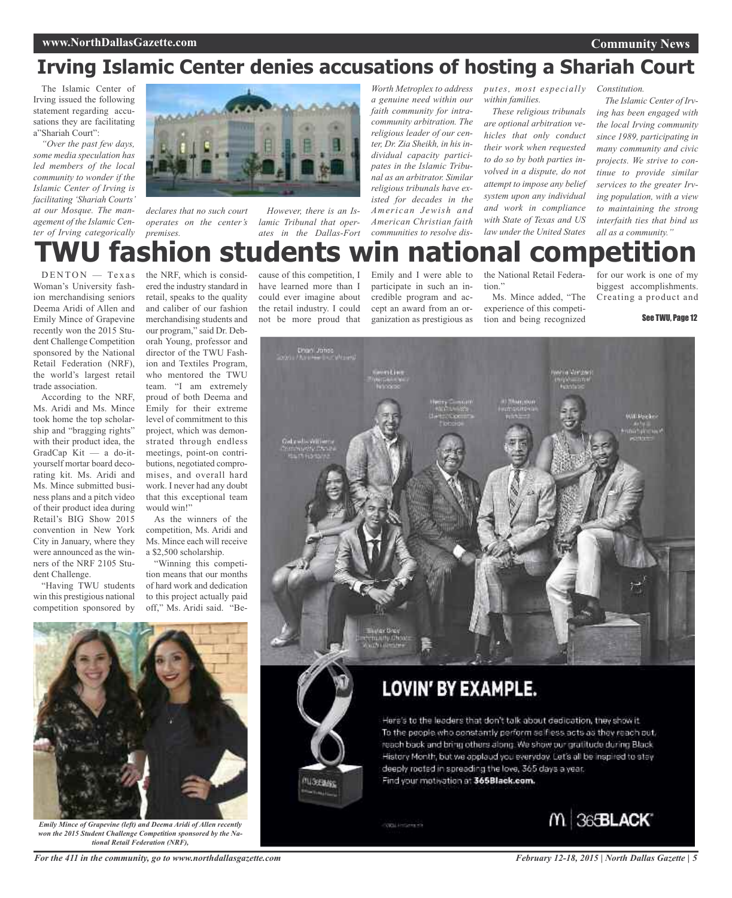# Irving Islamic Center denies accusations of hosting a Shariah Court

The Islamic Center of Irving issued the following statement regarding accusations they are facilitating a"Shariah Court":

*"Over the past few days, some media speculation has led members of the local community to wonder if the Islamic Center of Irving is facilitating 'Shariah Courts' at our Mosque. The management of the Islamic Center of Irving categorically declares that no such court operates on the center's premises.*

*However, there is an Islamic Tribunal that operates in the Dallas-Fort Worth Metroplex to address a genuine need within our faith community for intra-community arbitration. The religious leader of our center, Dr. Zia Sheikh, in his individual capacity participates in the Islamic Tribunal as an arbitrator. Similar religious tribunals have existed for decades in the American Jewish and American Christian faith communities to resolve disputes, most especially within families.*

*These religious tribunals are optional arbitration vehicles that only conduct their work when requested to do so by both parties involved in a dispute, do not attempt to impose any belief system upon any individual and work in compliance with State of Texas and US law under the United States Constitution.*

*The Islamic Center of Irving has been engaged with the local Irving community since 1989, participating in many community and civic projects. We strive to continue to provide similar services to the greater Irving population, with a view to maintaining the strong interfaith ties that bind us all as a community."*

# TWU fashion students win national competition

DENTON — Texas Woman's University fashion merchandising seniors Deema Aridi of Allen and Emily Mince of Grapevine recently won the 2015 Student Challenge Competition sponsored by the National Retail Federation (NRF), the world's largest retail trade association.

According to the NRF, Ms. Aridi and Ms. Mince took home the top scholarship and "bragging rights" with their product idea, the GradCap Kit — a do-it-yourself mortar board decorating kit. Ms. Aridi and Ms. Mince submitted business plans and a pitch video of their product idea during Retail's BIG Show 2015 convention in New York City in January, where they were announced as the winners of the NRF 2105 Student Challenge.

"Having TWU students win this prestigious national competition sponsored by the NRF, which is considered the industry standard in retail, speaks to the quality and caliber of our fashion merchandising students and our program," said Dr. Deborah Young, professor and director of the TWU Fashion and Textiles Program, who mentored the TWU team. "I am extremely proud of both Deema and Emily for their extreme level of commitment to this project, which was demonstrated through endless meetings, point-on contributions, negotiated compromises, and overall hard work. I never had any doubt that this exceptional team would win!"

As the winners of the competition, Ms. Aridi and Ms. Mince each will receive a $2,500 scholarship.

"Winning this competition means that our months of hard work and dedication to this project actually paid off," Ms. Aridi said. "Because of this competition, I have learned more than I could ever imagine about the retail industry. I could not be more proud that Emily and I were able to participate in such an incredible program and accept an award from an organization as prestigious as the National Retail Federation."

Ms. Mince added, "The experience of this competition and being recognized for our work is one of my biggest accomplishments. Creating a product and

See TWU, Page 12

*Emily Mince of Grapevine (left) and Deema Aridi of Allen recently won the 2015 Student Challenge Competition sponsored by the National Retail Federation (NRF),*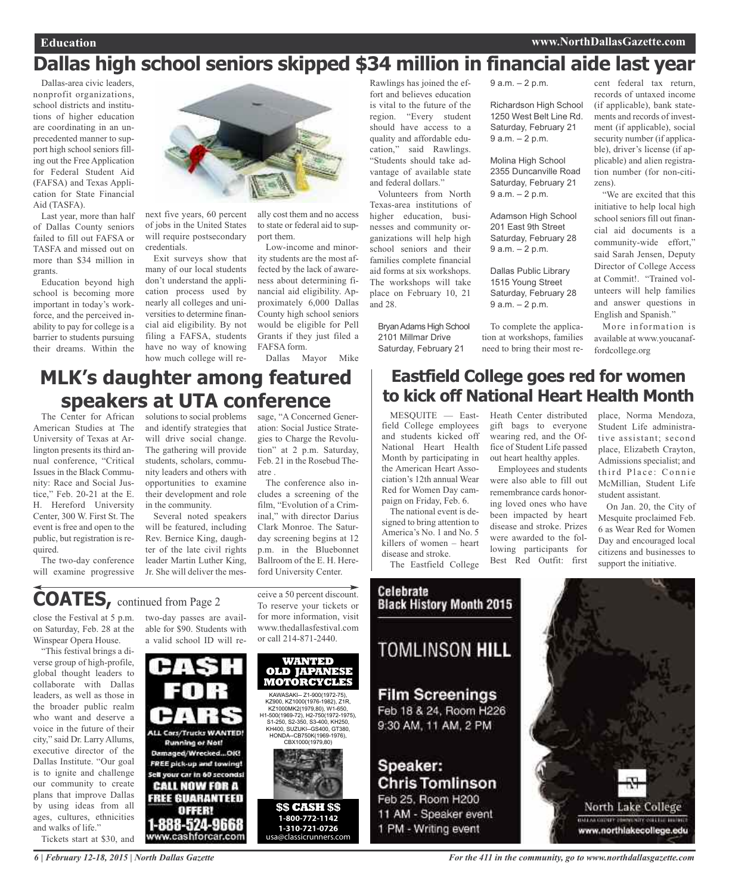# Dallas high school seniors skipped $34 million in financial aide last year

Dallas-area civic leaders, nonprofit organizations, school districts and institutions of higher education are coordinating in an unprecedented manner to support high school seniors filling out the Free Application for Federal Student Aid (FAFSA) and Texas Application for State Financial Aid (TASFA).

Last year, more than half of Dallas County seniors failed to fill out FAFSA or TASFA and missed out on more than $34 million in grants.

Education beyond high school is becoming more important in today's workforce, and the perceived inability to pay for college is a barrier to students pursuing their dreams. Within the next five years, 60 percent of jobs in the United States will require postsecondary credentials.

Exit surveys show that many of our local students don't understand the application process used by nearly all colleges and universities to determine financial aid eligibility. By not filing a FAFSA, students have no way of knowing how much college will really cost them and no access to state or federal aid to support them.

Low-income and minority students are the most affected by the lack of awareness about determining financial aid eligibility. Approximately 6,000 Dallas County high school seniors would be eligible for Pell Grants if they just filed a FAFSA form.

Dallas Mayor Mike Rawlings has joined the effort and believes education is vital to the future of the region. "Every student should have access to a quality and affordable education," said Rawlings. "Students should take advantage of available state and federal dollars."

Volunteers from North Texas-area institutions of higher education, businesses and community organizations will help high school seniors and their families complete financial aid forms at six workshops. The workshops will take place on February 10, 21 and 28.

Bryan Adams High School
2101 Millmar Drive
Saturday, February 21
9 a.m. – 2 p.m.

Richardson High School
1250 West Belt Line Rd.
Saturday, February 21
9 a.m. – 2 p.m.

Molina High School
2355 Duncanville Road
Saturday, February 21
9 a.m. – 2 p.m.

Adamson High School
201 East 9th Street
Saturday, February 28
9 a.m. – 2 p.m.

Dallas Public Library
1515 Young Street
Saturday, February 28
9 a.m. – 2 p.m.

To complete the application at workshops, families need to bring their most recent federal tax return, records of untaxed income (if applicable), bank statements and records of investment (if applicable), social security number (if applicable), driver's license (if applicable) and alien registration number (for non-citizens).

"We are excited that this initiative to help local high school seniors fill out financial aid documents is a community-wide effort," said Sarah Jensen, Deputy Director of College Access at Commit!. "Trained volunteers will help families and answer questions in English and Spanish."

More information is available at www.youcanaffordcollege.org

# MLK's daughter among featured speakers at UTA conference

The Center for African American Studies at The University of Texas at Arlington presents its third annual conference, "Critical Issues in the Black Community: Race and Social Justice," Feb. 20-21 at the E. H. Hereford University Center, 300 W. First St. The event is free and open to the public, but registration is required.

The two-day conference will examine progressive solutions to social problems and identify strategies that will drive social change. The gathering will provide students, scholars, community leaders and others with opportunities to examine their development and role in the community.

Several noted speakers will be featured, including Rev. Bernice King, daughter of the late civil rights leader Martin Luther King, Jr. She will deliver the message, "A Concerned Generation: Social Justice Strategies to Charge the Revolution" at 2 p.m. Saturday, Feb. 21 in the Rosebud Theatre .

The conference also includes a screening of the film, "Evolution of a Criminal," with director Darius Clark Monroe. The Saturday screening begins at 12 p.m. in the Bluebonnet Ballroom of the E. H. Hereford University Center.

# Eastfield College goes red for women to kick off National Heart Health Month

MESQUITE — Eastfield College employees and students kicked off National Heart Health Month by participating in the American Heart Association's 12th annual Wear Red for Women Day campaign on Friday, Feb. 6.

The national event is designed to bring attention to America's No. 1 and No. 5 killers of women – heart disease and stroke.

The Eastfield College Heath Center distributed gift bags to everyone wearing red, and the Office of Student Life passed out heart healthy apples.

Employees and students were also able to fill out remembrance cards honoring loved ones who have been impacted by heart disease and stroke. Prizes were awarded to the following participants for Best Red Outfit: first place, Norma Mendoza, Student Life administrative assistant; second place, Elizabeth Crayton, Admissions specialist; and third Place: Connie McMillian, Student Life student assistant.

On Jan. 20, the City of Mesquite proclaimed Feb. 6 as Wear Red for Women Day and encouraged local citizens and businesses to support the initiative.

# COATES, continued from Page 2

close the Festival at 5 p.m. on Saturday, Feb. 28 at the Winspear Opera House.

"This festival brings a diverse group of high-profile, global thought leaders to collaborate with Dallas leaders, as well as those in the broader public realm who want and deserve a voice in the future of their city," said Dr. Larry Allums, executive director of the Dallas Institute. "Our goal is to ignite and challenge our community to create plans that improve Dallas by using ideas from all ages, cultures, ethnicities and walks of life."

Tickets start at $30, and two-day passes are available for $90. Students with a valid school ID will receive a 50 percent discount. To reserve your tickets or for more information, visit www.thedallasfestival.com or call 214-871-2440.

**CASH FOR CARS**
ALL Cars/Trucks WANTED! Running or Not! Damaged/Wrecked...OK! FREE pick-up and towing! Sell your car in 60 seconds! CALL NOW FOR A FREE GUARANTEED OFFER! 1-888-524-9668 www.cashforcar.com

**WANTED OLD JAPANESE MOTORCYCLES**
KAWASAKI-- Z1-900(1972-75), KZ900, KZ1000(1976-1982), Z1R, KZ1000MK2(1979,80), W1-650, H1-500(1969-72), H2-750(1972-1975), S1-250, S2-350, S3-400, KH250, KH400, SUZUKI--GS400, GT380, HONDA--CB750K(1969-1976), CBX1000(1979,80)
$$ CASH $$ 1-800-772-1142 1-310-721-0726 usa@classicrunners.com

**Celebrate Black History Month 2015**
TOMLINSON HILL
Film Screenings
Feb 18 & 24, Room H226
9:30 AM, 11 AM, 2 PM
Speaker: Chris Tomlinson
Feb 25, Room H200
11 AM - Speaker event
1 PM - Writing event
North Lake College
www.northlakecollege.edu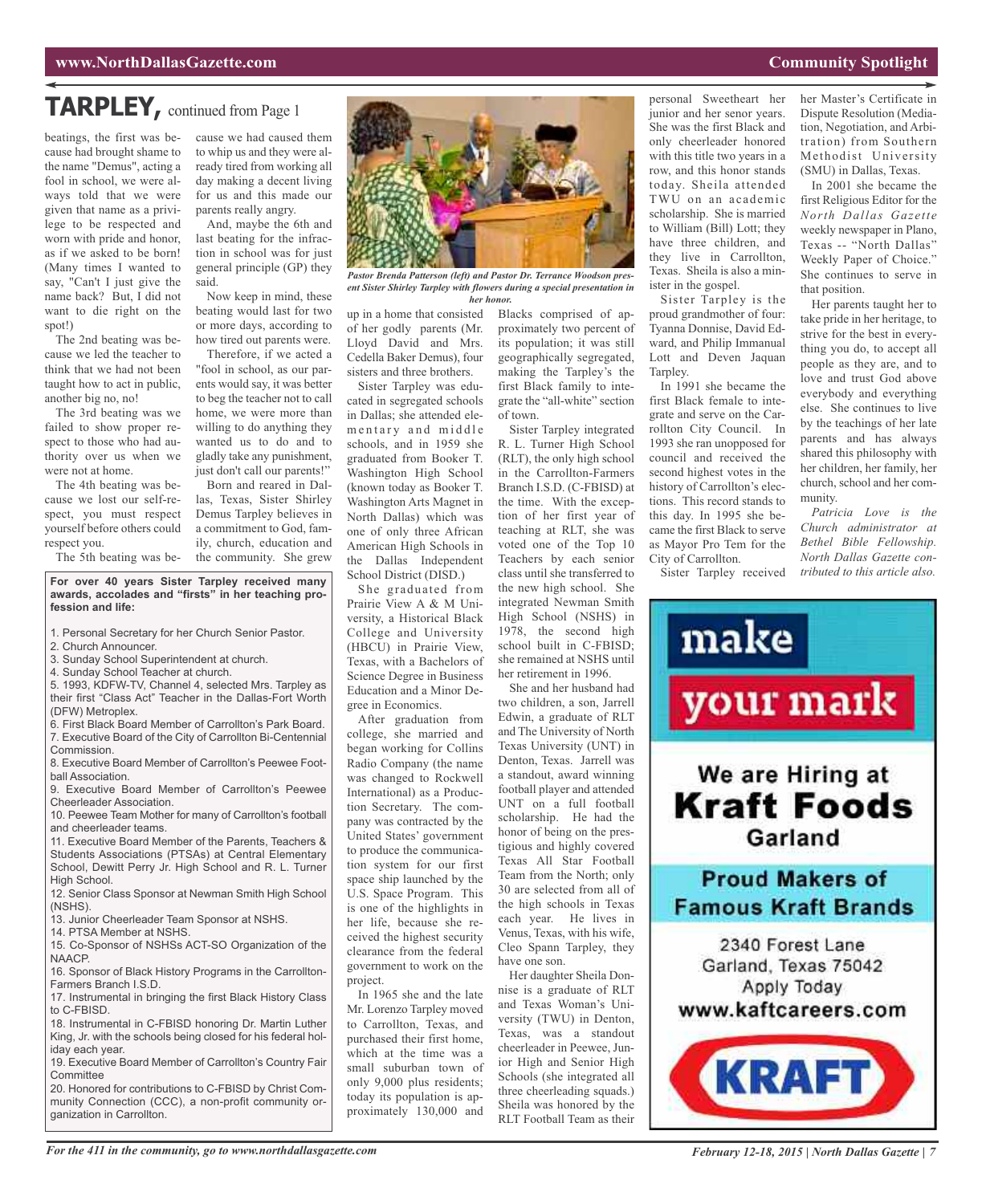# TARPLEY, continued from Page 1

beatings, the first was because had brought shame to the name "Demus", acting a fool in school, we were always told that we were given that name as a privilege to be respected and worn with pride and honor, as if we asked to be born! (Many times I wanted to say, "Can't I just give the name back? But, I did not want to die right on the spot!)

The 2nd beating was because we led the teacher to think that we had not been taught how to act in public, another big no, no!

The 3rd beating was we failed to show proper respect to those who had authority over us when we were not at home.

The 4th beating was because we lost our self-respect, you must respect yourself before others could respect you.

The 5th beating was because we had caused them to whip us and they were already tired from working all day making a decent living for us and this made our parents really angry.

And, maybe the 6th and last beating for the infraction in school was for just general principle (GP) they said.

Now keep in mind, these beating would last for two or more days, according to how tired out parents were.

Therefore, if we acted a "fool in school, as our parents would say, it was better to beg the teacher not to call home, we were more than willing to do anything they wanted us to do and to gladly take any punishment, just don't call our parents!"

Born and reared in Dallas, Texas, Sister Shirley Demus Tarpley believes in a commitment to God, family, church, education and the community. She grew up in a home that consisted of her godly parents (Mr. Lloyd David and Mrs. Cedella Baker Demus), four sisters and three brothers.

*Pastor Brenda Patterson (left) and Pastor Dr. Terrance Woodson present Sister Shirley Tarpley with flowers during a special presentation in her honor.*

Sister Tarpley was educated in segregated schools in Dallas; she attended elementary and middle schools, and in 1959 she graduated from Booker T. Washington High School (known today as Booker T. Washington Arts Magnet in North Dallas) which was one of only three African American High Schools in the Dallas Independent School District (DISD.)

She graduated from Prairie View A & M University, a Historical Black College and University (HBCU) in Prairie View, Texas, with a Bachelors of Science Degree in Business Education and a Minor Degree in Economics.

After graduation from college, she married and began working for Collins Radio Company (the name was changed to Rockwell International) as a Production Secretary. The company was contracted by the United States' government to produce the communication system for our first space ship launched by the U.S. Space Program. This is one of the highlights in her life, because she received the highest security clearance from the federal government to work on the project.

In 1965 she and the late Mr. Lorenzo Tarpley moved to Carrollton, Texas, and purchased their first home, which at the time was a small suburban town of only 9,000 plus residents; today its population is approximately 130,000 and Blacks comprised of approximately two percent of its population; it was still geographically segregated, making the Tarpley's the first Black family to integrate the "all-white" section of town.

Sister Tarpley integrated R. L. Turner High School (RLT), the only high school in the Carrollton-Farmers Branch I.S.D. (C-FBISD) at the time. With the exception of her first year of teaching at RLT, she was voted one of the Top 10 Teachers by each senior class until she transferred to the new high school. She integrated Newman Smith High School (NSHS) in 1978, the second high school built in C-FBISD; she remained at NSHS until her retirement in 1996.

She and her husband had two children, a son, Jarrell Edwin, a graduate of RLT and The University of North Texas University (UNT) in Denton, Texas. Jarrell was a standout, award winning football player and attended UNT on a full football scholarship. He had the honor of being on the prestigious and highly covered Texas All Star Football Team from the North; only 30 are selected from all of the high schools in Texas each year. He lives in Venus, Texas, with his wife, Cleo Spann Tarpley, they have one son.

Her daughter Sheila Donnise is a graduate of RLT and Texas Woman's University (TWU) in Denton, Texas, was a standout cheerleader in Peewee, Junior High and Senior High Schools (she integrated all three cheerleading squads.) Sheila was honored by the RLT Football Team as their personal Sweetheart her junior and her senor years. She was the first Black and only cheerleader honored with this title two years in a row, and this honor stands today. Sheila attended TWU on an academic scholarship. She is married to William (Bill) Lott; they have three children, and they live in Carrollton, Texas. Sheila is also a minister in the gospel.

Sister Tarpley is the proud grandmother of four: Tyanna Donnise, David Edward, and Philip Immanual Lott and Deven Jaquan Tarpley.

In 1991 she became the first Black female to integrate and serve on the Carrollton City Council. In 1993 she ran unopposed for council and received the second highest votes in the history of Carrollton's elections. This record stands to this day. In 1995 she became the first Black to serve as Mayor Pro Tem for the City of Carrollton.

Sister Tarpley received her Master's Certificate in Dispute Resolution (Mediation, Negotiation, and Arbitration) from Southern Methodist University (SMU) in Dallas, Texas.

In 2001 she became the first Religious Editor for the *North Dallas Gazette* weekly newspaper in Plano, Texas -- "North Dallas" Weekly Paper of Choice." She continues to serve in that position.

Her parents taught her to take pride in her heritage, to strive for the best in everything you do, to accept all people as they are, and to love and trust God above everybody and everything else. She continues to live by the teachings of her late parents and has always shared this philosophy with her children, her family, her church, school and her community.

*Patricia Love is the Church administrator at Bethel Bible Fellowship. North Dallas Gazette contributed to this article also.*

**For over 40 years Sister Tarpley received many awards, accolades and "firsts" in her teaching profession and life:**

1. Personal Secretary for her Church Senior Pastor.
2. Church Announcer.
3. Sunday School Superintendent at church.
4. Sunday School Teacher at church.
5. 1993, KDFW-TV, Channel 4, selected Mrs. Tarpley as their first "Class Act" Teacher in the Dallas-Fort Worth (DFW) Metroplex.
6. First Black Board Member of Carrollton's Park Board.
7. Executive Board of the City of Carrollton Bi-Centennial Commission.
8. Executive Board Member of Carrollton's Peewee Football Association.
9. Executive Board Member of Carrollton's Peewee Cheerleader Association.
10. Peewee Team Mother for many of Carrollton's football and cheerleader teams.
11. Executive Board Member of the Parents, Teachers & Students Associations (PTSAs) at Central Elementary School, Dewitt Perry Jr. High School and R. L. Turner High School.
12. Senior Class Sponsor at Newman Smith High School (NSHS).
13. Junior Cheerleader Team Sponsor at NSHS.
14. PTSA Member at NSHS.
15. Co-Sponsor of NSHSs ACT-SO Organization of the NAACP.
16. Sponsor of Black History Programs in the Carrollton-Farmers Branch I.S.D.
17. Instrumental in bringing the first Black History Class to C-FBISD.
18. Instrumental in C-FBISD honoring Dr. Martin Luther King, Jr. with the schools being closed for his federal holiday each year.
19. Executive Board Member of Carrollton's Country Fair Committee
20. Honored for contributions to C-FBISD by Christ Community Connection (CCC), a non-profit community organization in Carrollton.

---

make your mark

We are Hiring at **Kraft Foods** Garland

**Proud Makers of Famous Kraft Brands**

2340 Forest Lane
Garland, Texas 75042
Apply Today
www.kaftcareers.com

KRAFT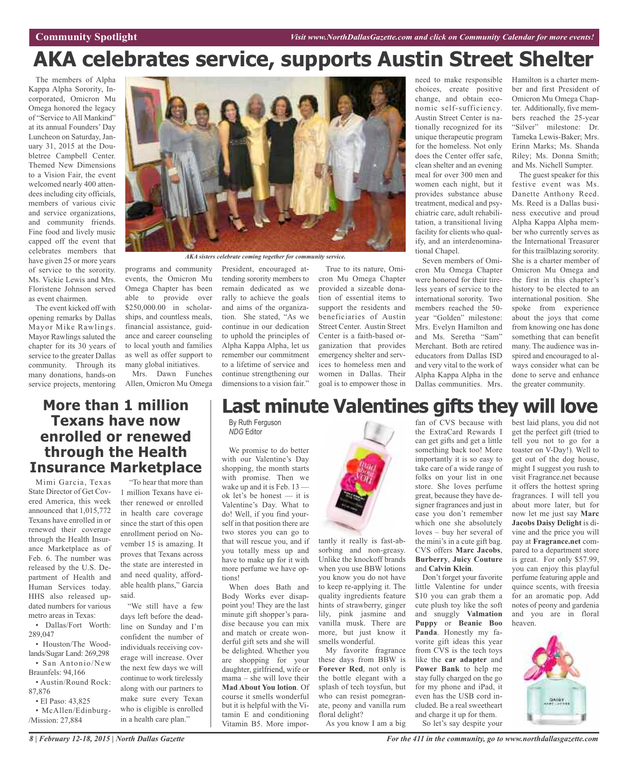Community Spotlight

# AKA celebrates service, supports Austin Street Shelter

The members of Alpha Kappa Alpha Sorority, Incorporated, Omicron Mu Omega honored the legacy of "Service to All Mankind" at its annual Founders' Day Luncheon on Saturday, January 31, 2015 at the Doubletree Campbell Center. Themed New Dimensions to a Vision Fair, the event welcomed nearly 400 attendees including city officials, members of various civic and service organizations, and community friends. Fine food and lively music capped off the event that celebrates members that have given 25 or more years of service to the sorority. Ms. Vickie Lewis and Mrs. Floristene Johnson served as event chairmen.

The event kicked off with opening remarks by Dallas Mayor Mike Rawlings. Mayor Rawlings saluted the chapter for its 30 years of service to the greater Dallas community. Through its many donations, hands-on service projects, mentoring programs and community events, the Omicron Mu Omega Chapter has been able to provide over $250,000.00 in scholarships, and countless meals, financial assistance, guidance and career counseling to local youth and families as well as offer support to many global initiatives.

*AKA sisters celebrate coming together for community service.*

Mrs. Dawn Funches Allen, Omicron Mu Omega President, encouraged attending sorority members to remain dedicated as we rally to achieve the goals and aims of the organization. She stated, "As we continue in our dedication to uphold the principles of Alpha Kappa Alpha, let us remember our commitment to a lifetime of service and continue strengthening our dimensions to a vision fair."

True to its nature, Omicron Mu Omega Chapter provided a sizeable donation of essential items to support the residents and beneficiaries of Austin Street Center. Austin Street Center is a faith-based organization that provides emergency shelter and services to homeless men and women in Dallas. Their goal is to empower those in need to make responsible choices, create positive change, and obtain economic self-sufficiency. Austin Street Center is nationally recognized for its unique therapeutic program for the homeless. Not only does the Center offer safe, clean shelter and an evening meal for over 300 men and women each night, but it provides substance abuse treatment, medical and psychiatric care, adult rehabilitation, a transitional living facility for clients who qualify, and an interdenominational Chapel.

Seven members of Omicron Mu Omega Chapter were honored for their tireless years of service to the international sorority. Two members reached the 50-year "Golden" milestone: Mrs. Evelyn Hamilton and Ms. Seretha "Sam" Merchant. Both are retired educators from Dallas ISD and very vital to the work of Alpha Kappa Alpha in the Dallas communities. Mrs. Hamilton is a charter member and first President of Omicron Mu Omega Chapter. Additionally, five members reached the 25-year "Silver" milestone: Dr. Tameka Lewis-Baker; Mrs. Erinn Marks; Ms. Shanda Riley; Ms. Donna Smith; and Ms. Nichell Sumpter.

The guest speaker for this festive event was Ms. Danette Anthony Reed. Ms. Reed is a Dallas business executive and proud Alpha Kappa Alpha member who currently serves as the International Treasurer for this trailblazing sorority. She is a charter member of Omicron Mu Omega and the first in this chapter's history to be elected to an international position. She spoke from experience about the joys that come from knowing one has done something that can benefit many. The audience was inspired and encouraged to always consider what can be done to serve and enhance the greater community.

## More than 1 million Texans have now enrolled or renewed through the Health Insurance Marketplace

Mimi Garcia, Texas State Director of Get Covered America, this week announced that 1,015,772 Texans have enrolled in or renewed their coverage through the Health Insurance Marketplace as of Feb. 6. The number was released by the U.S. Department of Health and Human Services today. HHS also released updated numbers for various metro areas in Texas:

- Dallas/Fort Worth: 289,047
- Houston/The Woodlands/Sugar Land: 269,298
- San Antonio/New Braunfels: 94,166
- Austin/Round Rock: 87,876
- El Paso: 43,825
- McAllen/Edinburg-/Mission: 27,884

"To hear that more than 1 million Texans have either renewed or enrolled in health care coverage since the start of this open enrollment period on November 15 is amazing. It proves that Texans across the state are interested in and need quality, affordable health plans," Garcia said.

"We still have a few days left before the deadline on Sunday and I'm confident the number of individuals receiving coverage will increase. Over the next few days we will continue to work tirelessly along with our partners to make sure every Texan who is eligible is enrolled in a health care plan."

## Last minute Valentines gifts they will love

By Ruth Ferguson
*NDG* Editor

We promise to do better with our Valentine's Day shopping, the month starts with promise. Then we wake up and it is Feb. 13 — ok let's be honest — it is Valentine's Day. What to do! Well, if you find yourself in that position there are two stores you can go to that will rescue you, and if you totally mess up and have to make up for it with more perfume we have options!

When does Bath and Body Works ever disappoint you! They are the last minute gift shopper's paradise because you can mix and match or create wonderful gift sets and she will be delighted. Whether you are shopping for your daughter, girlfriend, wife or mama – she will love their **Mad About You lotion**. Of course it smells wonderful but it is helpful with the Vitamin E and conditioning Vitamin B5. More importantly it really is fast-absorbing and non-greasy. Unlike the knockoff brands when you use BBW lotions you know you do not have to keep re-applying it. The quality ingredients feature hints of strawberry, ginger lily, pink jasmine and vanilla musk. There are more, but just know it smells wonderful.

My favorite fragrance these days from BBW is **Forever Red**, not only is the bottle elegant with a splash of tech toysfun, but who can resist pomegranate, peony and vanilla rum floral delight?

As you know I am a big fan of CVS because with the ExtraCard Rewards I can get gifts and get a little something back too! More importantly it is so easy to take care of a wide range of folks on your list in one store. She loves perfume great, because they have designer fragrances and just in case you don't remember which one she absolutely loves – buy her several of the mini's in a cute gift bag. CVS offers **Marc Jacobs**, **Burberry**, **Juicy Couture** and **Calvin Klein**.

Don't forget your favorite little Valentine for under $10 you can grab them a cute plush toy like the soft and snuggly **Valmation Puppy** or **Beanie Boo Panda**. Honestly my favorite gift ideas this year from CVS is the tech toys like the **car adapter** and **Power Bank** to help me stay fully charged on the go for my phone and iPad, it even has the USB cord included. Be a real sweetheart and charge it up for them.

So let's say despite your best laid plans, you did not get the perfect gift (tried to tell you not to go for a toaster on V-Day!). Well to get out of the dog house, might I suggest you rush to visit Fragrance.net because it offers the hottest spring fragrances. I will tell you about more later, but for now let me just say **Marc Jacobs Daisy Delight** is divine and the price you will pay at **Fragrance.net** compared to a department store is great. For only $57.99, you can enjoy this playful perfume featuring apple and quince scents, with freesia for an aromatic pop. Add notes of peony and gardenia and you are in floral heaven.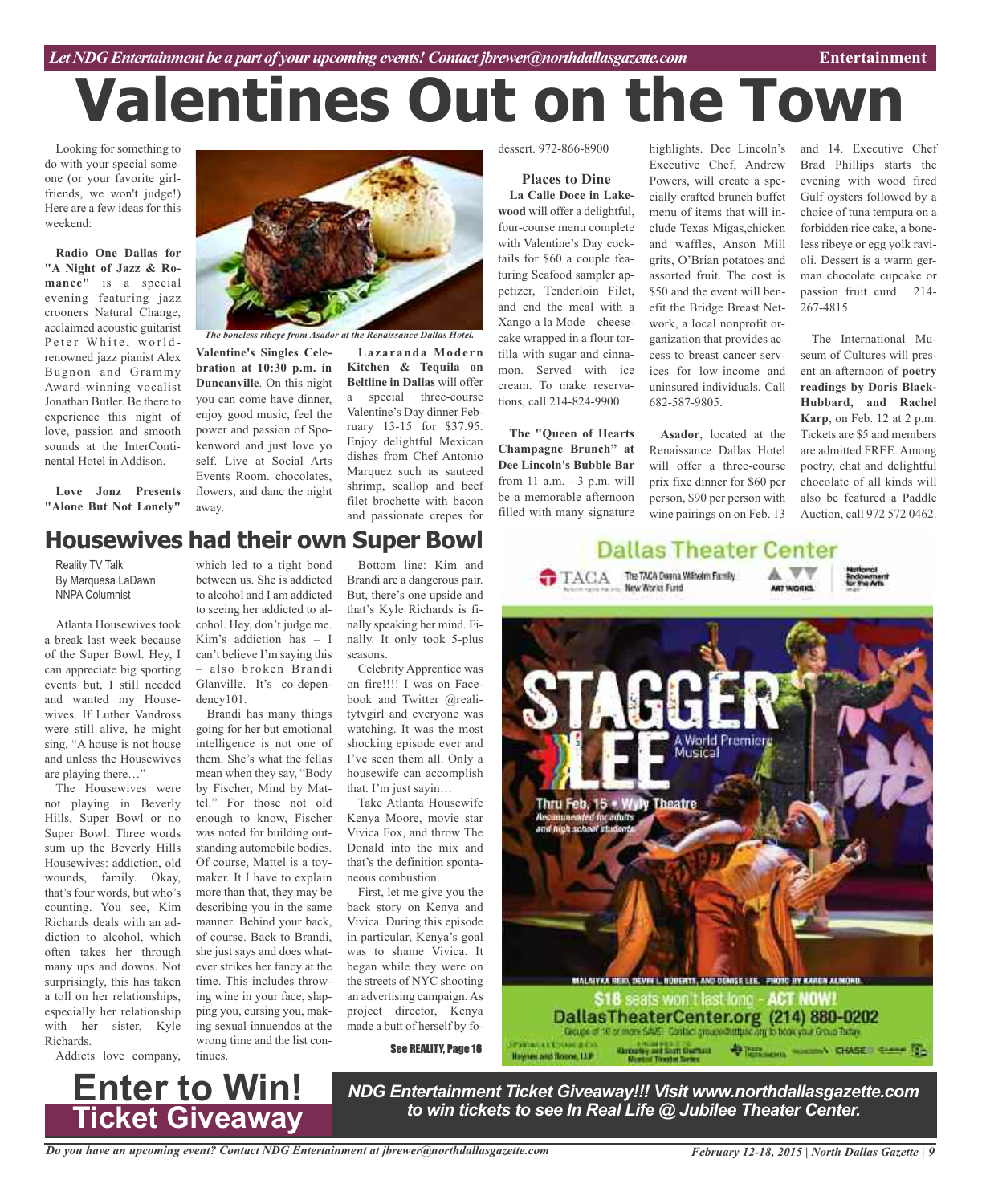# Valentines Out on the Town

Looking for something to do with your special someone (or your favorite girlfriends, we won't judge!) Here are a few ideas for this weekend:

**Radio One Dallas for "A Night of Jazz & Romance"** is a special evening featuring jazz crooners Natural Change, acclaimed acoustic guitarist Peter White, world-renowned jazz pianist Alex Bugnon and Grammy Award-winning vocalist Jonathan Butler. Be there to experience this night of love, passion and smooth sounds at the InterContinental Hotel in Addison.

**Love Jonz Presents "Alone But Not Lonely" Valentine's Singles Celebration at 10:30 p.m. in Duncanville**. On this night you can come have dinner, enjoy good music, feel the power and passion of Spokenword and just love yo self. Live at Social Arts Events Room. chocolates, flowers, and danc the night away.

*The boneless ribeye from Asador at the Renaissance Dallas Hotel.*

**Lazaranda Modern Kitchen & Tequila on Beltline in Dallas** will offer a special three-course Valentine's Day dinner February 13-15 for $37.95. Enjoy delightful Mexican dishes from Chef Antonio Marquez such as sauteed shrimp, scallop and beef filet brochette with bacon and passionate crepes for dessert. 972-866-8900

**Places to Dine**

**La Calle Doce in Lakewood** will offer a delightful, four-course menu complete with Valentine's Day cocktails for $60 a couple featuring Seafood sampler appetizer, Tenderloin Filet, and end the meal with a Xango a la Mode—cheesecake wrapped in a flour tortilla with sugar and cinnamon. Served with ice cream. To make reservations, call 214-824-9900.

**The "Queen of Hearts Champagne Brunch" at Dee Lincoln's Bubble Bar** from 11 a.m. - 3 p.m. will be a memorable afternoon filled with many signature highlights. Dee Lincoln's Executive Chef, Andrew Powers, will create a specially crafted brunch buffet menu of items that will include Texas Migas,chicken and waffles, Anson Mill grits, O'Brian potatoes and assorted fruit. The cost is $50 and the event will benefit the Bridge Breast Network, a local nonprofit organization that provides access to breast cancer services for low-income and uninsured individuals. Call 682-587-9805.

**Asador**, located at the Renaissance Dallas Hotel will offer a three-course prix fixe dinner for $60 per person, $90 per person with wine pairings on on Feb. 13 and 14. Executive Chef Brad Phillips starts the evening with wood fired Gulf oysters followed by a choice of tuna tempura on a forbidden rice cake, a boneless ribeye or egg yolk ravioli. Dessert is a warm german chocolate cupcake or passion fruit curd. 214-267-4815

The International Museum of Cultures will present an afternoon of **poetry readings by Doris Black-Hubbard, and Rachel Karp**, on Feb. 12 at 2 p.m. Tickets are $5 and members are admitted FREE. Among poetry, chat and delightful chocolate of all kinds will also be featured a Paddle Auction, call 972 572 0462.

## Housewives had their own Super Bowl

Reality TV Talk
By Marquesa LaDawn
NNPA Columnist

Atlanta Housewives took a break last week because of the Super Bowl. Hey, I can appreciate big sporting events but, I still needed and wanted my Housewives. If Luther Vandross were still alive, he might sing, "A house is not house and unless the Housewives are playing there…"

The Housewives were not playing in Beverly Hills, Super Bowl or no Super Bowl. Three words sum up the Beverly Hills Housewives: addiction, old wounds, family. Okay, that's four words, but who's counting. You see, Kim Richards deals with an addiction to alcohol, which often takes her through many ups and downs. Not surprisingly, this has taken a toll on her relationships, especially her relationship with her sister, Kyle Richards.

Addicts love company, which led to a tight bond between us. She is addicted to alcohol and I am addicted to seeing her addicted to alcohol. Hey, don't judge me. Kim's addiction has – I can't believe I'm saying this – also broken Brandi Glanville. It's co-dependency101.

Brandi has many things going for her but emotional intelligence is not one of them. She's what the fellas mean when they say, "Body by Fischer, Mind by Mattel." For those not old enough to know, Fischer was noted for building outstanding automobile bodies. Of course, Mattel is a toymaker. It I have to explain more than that, they may be describing you in the same manner. Behind your back, of course. Back to Brandi, she just says and does whatever strikes her fancy at the time. This includes throwing wine in your face, slapping you, cursing you, making sexual innuendos at the wrong time and the list continues.

Bottom line: Kim and Brandi are a dangerous pair. But, there's one upside and that's Kyle Richards is finally speaking her mind. Finally. It only took 5-plus seasons.

Celebrity Apprentice was on fire!!!! I was on Facebook and Twitter @realitytvgirl and everyone was watching. It was the most shocking episode ever and I've seen them all. Only a housewife can accomplish that. I'm just sayin…

Take Atlanta Housewife Kenya Moore, movie star Vivica Fox, and throw The Donald into the mix and that's the definition spontaneous combustion.

First, let me give you the back story on Kenya and Vivica. During this episode in particular, Kenya's goal was to shame Vivica. It began while they were on the streets of NYC shooting an advertising campaign. As project director, Kenya made a butt of herself by fo-

See REALITY, Page 16

Dallas Theater Center

STAGGER LEE — A World Premiere Musical
Thru Feb. 15 • Wyly Theatre
Recommended for adults and high school students

$18 seats won't last long - ACT NOW!
DallasTheaterCenter.org (214) 880-0202

## Enter to Win! Ticket Giveaway

***NDG Entertainment Ticket Giveaway!!! Visit www.northdallasgazette.com to win tickets to see In Real Life @ Jubilee Theater Center.***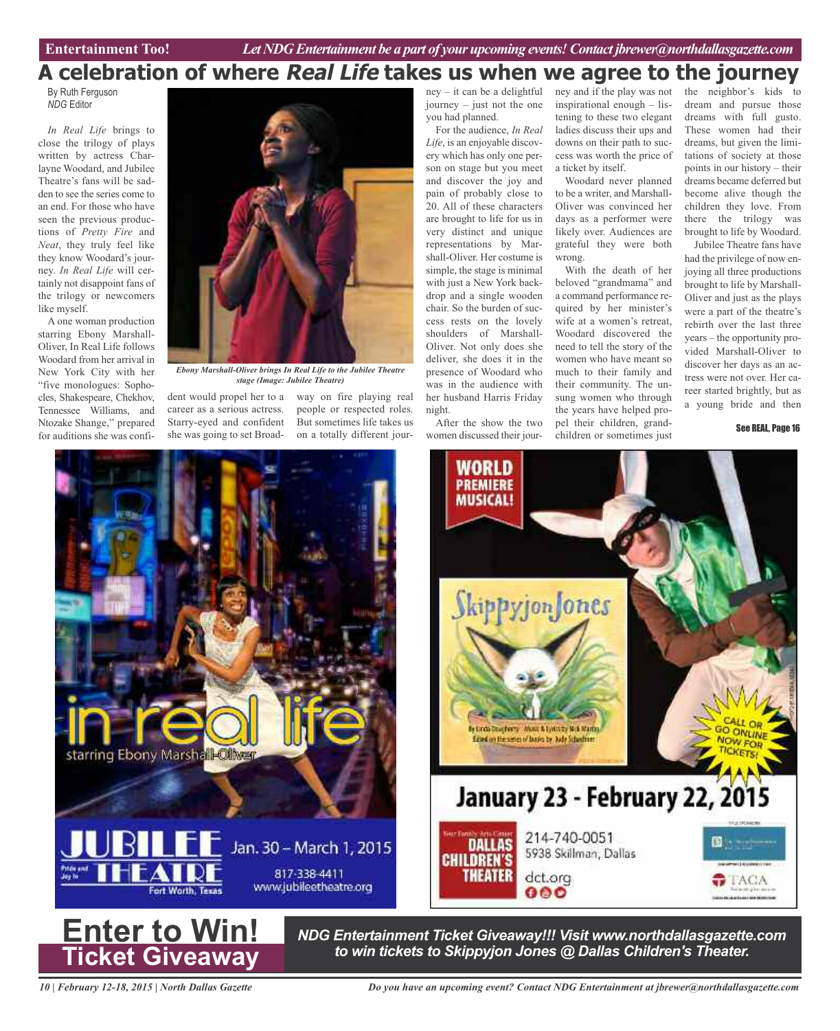# A celebration of where *Real Life* takes us when we agree to the journey

By Ruth Ferguson
*NDG* Editor

*In Real Life* brings to close the trilogy of plays written by actress Charlayne Woodard, and Jubilee Theatre's fans will be sadden to see the series come to an end. For those who have seen the previous productions of *Pretty Fire* and *Neat*, they truly feel like they know Woodard's journey. *In Real Life* will certainly not disappoint fans of the trilogy or newcomers like myself.

A one woman production starring Ebony Marshall-Oliver, In Real Life follows Woodard from her arrival in New York City with her "five monologues: Sophocles, Shakespeare, Chekhov, Tennessee Williams, and Ntozake Shange," prepared for auditions she was confident would propel her to a career as a serious actress. Starry-eyed and confident she was going to set Broadway on fire playing real people or respected roles. But sometimes life takes us on a totally different journey – it can be a delightful journey – just not the one you had planned.

*Ebony Marshall-Oliver brings In Real Life to the Jubilee Theatre stage (Image: Jubilee Theatre)*

For the audience, *In Real Life*, is an enjoyable discovery which has only one person on stage but you meet and discover the joy and pain of probably close to 20. All of these characters are brought to life for us in very distinct and unique representations by Marshall-Oliver. Her costume is simple, the stage is minimal with just a New York backdrop and a single wooden chair. So the burden of success rests on the lovely shoulders of Marshall-Oliver. Not only does she deliver, she does it in the presence of Woodard who was in the audience with her husband Harris Friday night.

After the show the two women discussed their journey and if the play was not inspirational enough – listening to these two elegant ladies discuss their ups and downs on their path to success was worth the price of a ticket by itself.

Woodard never planned to be a writer, and Marshall-Oliver was convinced her days as a performer were likely over. Audiences are grateful they were both wrong.

With the death of her beloved "grandmama" and a command performance required by her minister's wife at a women's retreat, Woodard discovered the need to tell the story of the women who have meant so much to their family and their community. The unsung women who through the years have helped propel their children, grandchildren or sometimes just the neighbor's kids to dream and pursue those dreams with full gusto. These women had their dreams, but given the limitations of society at those points in our history – their dreams became deferred but become alive though the children they love. From there the trilogy was brought to life by Woodard.

Jubilee Theatre fans have had the privilege of now enjoying all three productions brought to life by Marshall-Oliver and just as the plays were a part of the theatre's rebirth over the last three years – the opportunity provided Marshall-Oliver to discover her days as an actress were not over. Her career started brightly, but as a young bride and then

See REAL, Page 16

in real life
starring Ebony Marshall-Oliver
JUBILEE THEATRE
Fort Worth, Texas
Jan. 30 – March 1, 2015
817-338-4411
www.jubileetheatre.org

WORLD PREMIERE MUSICAL!
SkippyjonJones
January 23 - February 22, 2015
CALL OR GO ONLINE NOW FOR TICKETS!
DALLAS CHILDREN'S THEATER
214-740-0051
5938 Skillman, Dallas
dct.org

## Enter to Win! Ticket Giveaway

***NDG Entertainment Ticket Giveaway!!! Visit www.northdallasgazette.com to win tickets to Skippyjon Jones @ Dallas Children's Theater.***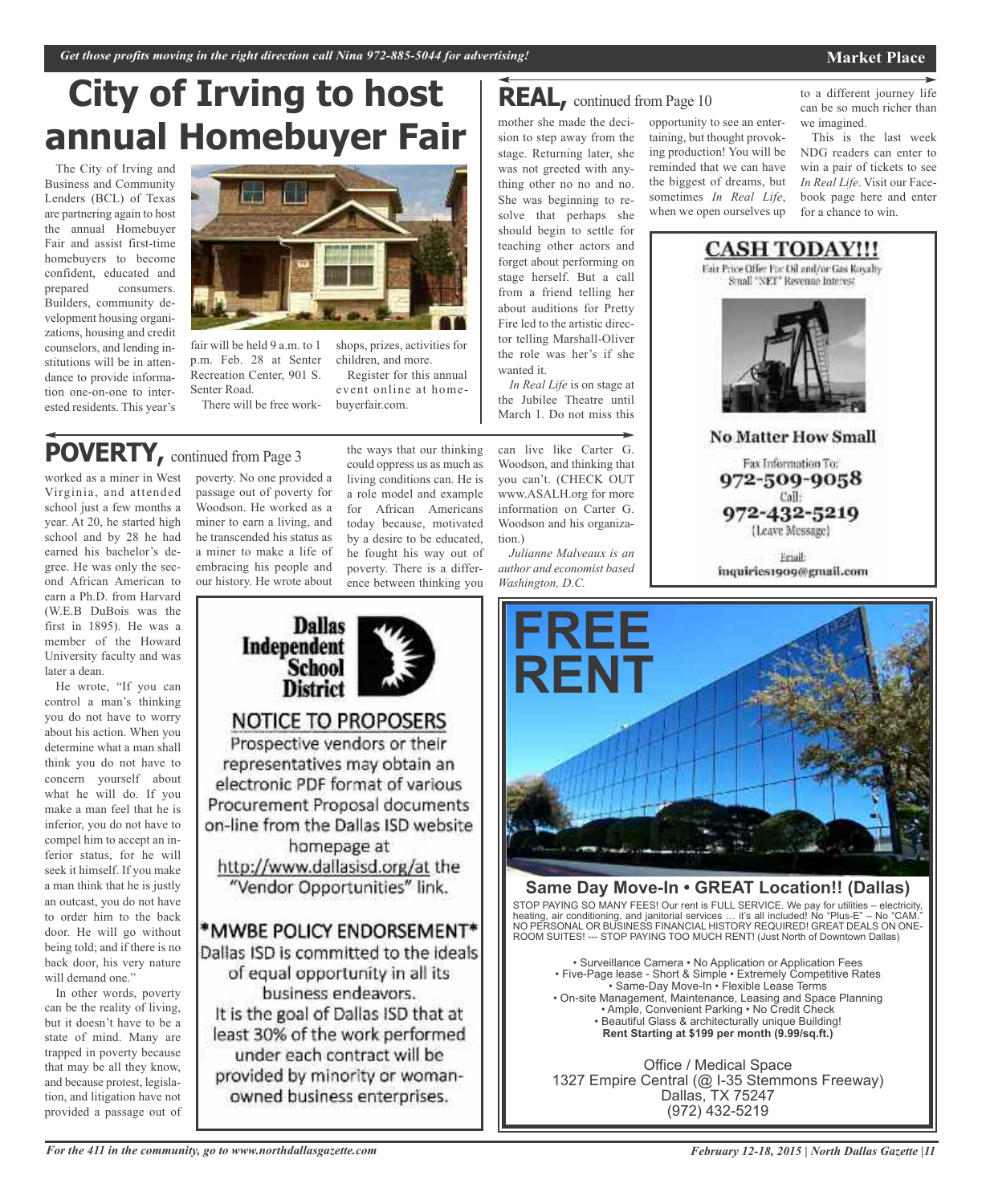# City of Irving to host annual Homebuyer Fair

The City of Irving and Business and Community Lenders (BCL) of Texas are partnering again to host the annual Homebuyer Fair and assist first-time homebuyers to become confident, educated and prepared consumers. Builders, community development housing organizations, housing and credit counselors, and lending institutions will be in attendance to provide information one-on-one to interested residents. This year's fair will be held 9 a.m. to 1 p.m. Feb. 28 at Senter Recreation Center, 901 S. Senter Road.

There will be free workshops, prizes, activities for children, and more.

Register for this annual event online at homebuyerfair.com.

## REAL, continued from Page 10

mother she made the decision to step away from the stage. Returning later, she was not greeted with anything other no no and no. She was beginning to resolve that perhaps she should begin to settle for teaching other actors and forget about performing on stage herself. But a call from a friend telling her about auditions for Pretty Fire led to the artistic director telling Marshall-Oliver the role was her's if she wanted it.

*In Real Life* is on stage at the Jubilee Theatre until March 1. Do not miss this opportunity to see an entertaining, but thought provoking production! You will be reminded that we can have the biggest of dreams, but sometimes *In Real Life*, when we open ourselves up to a different journey life can be so much richer than we imagined.

This is the last week NDG readers can enter to win a pair of tickets to see *In Real Life*. Visit our Facebook page here and enter for a chance to win.

## POVERTY, continued from Page 3

worked as a miner in West Virginia, and attended school just a few months a year. At 20, he started high school and by 28 he had earned his bachelor's degree. He was only the second African American to earn a Ph.D. from Harvard (W.E.B DuBois was the first in 1895). He was a member of the Howard University faculty and was later a dean.

He wrote, "If you can control a man's thinking you do not have to worry about his action. When you determine what a man shall think you do not have to concern yourself about what he will do. If you make a man feel that he is inferior, you do not have to compel him to accept an inferior status, for he will seek it himself. If you make a man think that he is justly an outcast, you do not have to order him to the back door. He will go without being told; and if there is no back door, his very nature will demand one."

In other words, poverty can be the reality of living, but it doesn't have to be a state of mind. Many are trapped in poverty because that may be all they know, and because protest, legislation, and litigation have not provided a passage out of poverty. No one provided a passage out of poverty for Woodson. He worked as a miner to earn a living, and he transcended his status as a miner to make a life of embracing his people and our history. He wrote about the ways that our thinking could oppress us as much as living conditions can. He is a role model and example for African Americans today because, motivated by a desire to be educated, he fought his way out of poverty. There is a difference between thinking you can live like Carter G. Woodson, and thinking that you can't. (CHECK OUT www.ASALH.org for more information on Carter G. Woodson and his organization.)

*Julianne Malveaux is an author and economist based Washington, D.C.*

---

**CASH TODAY!!!**

Fair Price Offer For Oil and/or Gas Royalty
Small "NET" Revenue Interest

**No Matter How Small**

Fax Information To:
**972-509-9058**
Call:
**972-432-5219**
(Leave Message)

Email:
inquiries1909@gmail.com

---

**Dallas Independent School District**

**NOTICE TO PROPOSERS**

Prospective vendors or their representatives may obtain an electronic PDF format of various Procurement Proposal documents on-line from the Dallas ISD website homepage at http://www.dallasisd.org/at the "Vendor Opportunities" link.

**\*MWBE POLICY ENDORSEMENT\***

Dallas ISD is committed to the ideals of equal opportunity in all its business endeavors.
It is the goal of Dallas ISD that at least 30% of the work performed under each contract will be provided by minority or woman-owned business enterprises.

---

**FREE RENT**

**Same Day Move-In • GREAT Location!! (Dallas)**

STOP PAYING SO MANY FEES! Our rent is FULL SERVICE. We pay for utilities – electricity, heating, air conditioning, and janitorial services … it's all included! No "Plus-E" – No "CAM." NO PERSONAL OR BUSINESS FINANCIAL HISTORY REQUIRED! GREAT DEALS ON ONE-ROOM SUITES! --- STOP PAYING TOO MUCH RENT! (Just North of Downtown Dallas)

• Surveillance Camera • No Application or Application Fees
• Five-Page lease - Short & Simple • Extremely Competitive Rates
• Same-Day Move-In • Flexible Lease Terms
• On-site Management, Maintenance, Leasing and Space Planning
• Ample, Convenient Parking • No Credit Check
• Beautiful Glass & architecturally unique Building!
**Rent Starting at $199 per month (9.99/sq.ft.)**

Office / Medical Space
1327 Empire Central (@ I-35 Stemmons Freeway)
Dallas, TX 75247
(972) 432-5219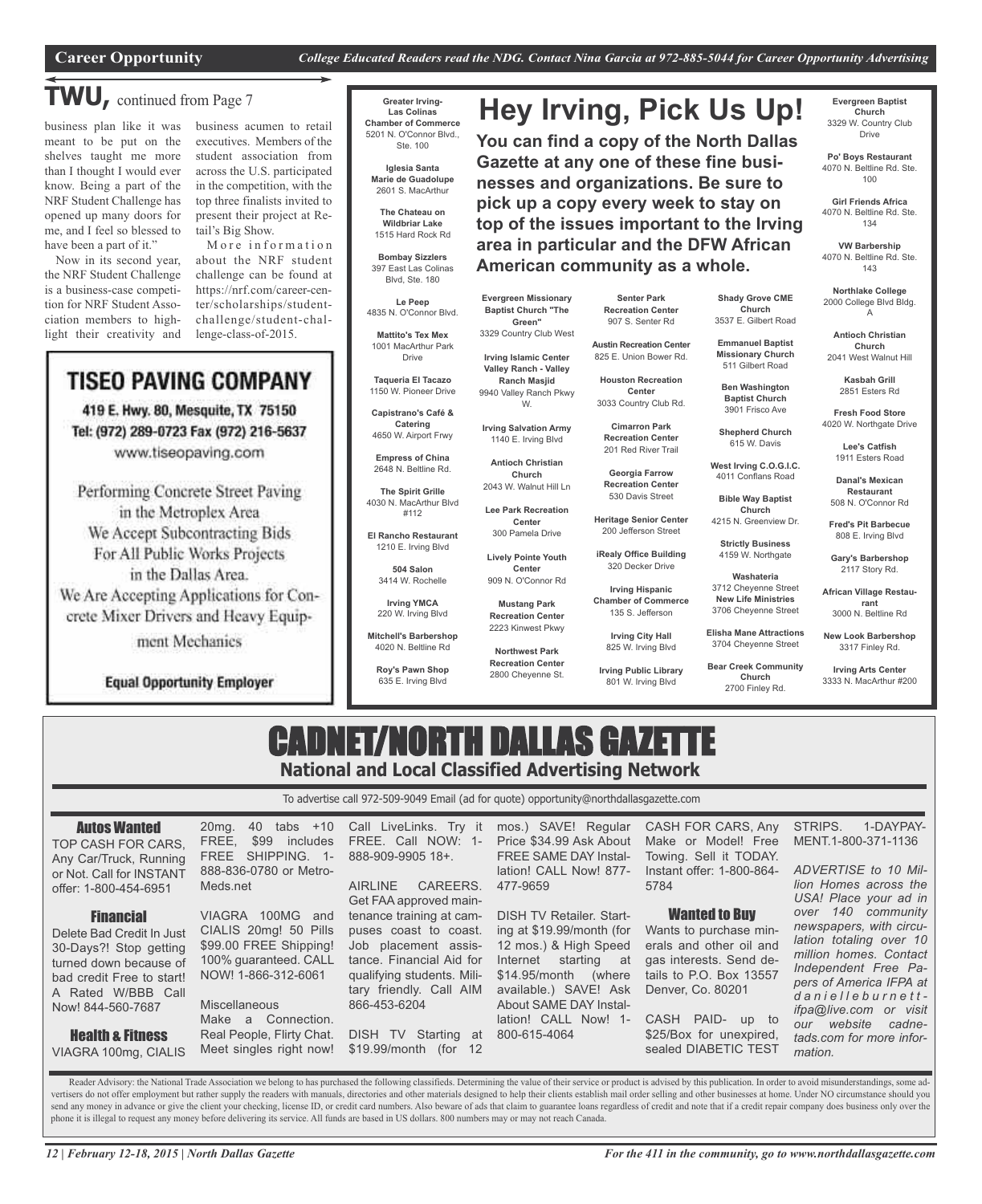## TWU, continued from Page 7

business plan like it was meant to be put on the shelves taught me more than I thought I ever would know. Being a part of the NRF Student Challenge has opened up many doors for me, and I feel so blessed to have been a part of it."

Now in its second year, the NRF Student Challenge is a business-case competition for NRF Student Association members to highlight their creativity and business acumen to retail executives. Members of the student association from across the U.S. participated in the competition, with the top three finalists invited to present their project at Retail's Big Show.

More information about the NRF student challenge can be found at https://nrf.com/career-center/scholarships/student-challenge/student-challenge-class-of-2015.

## TISEO PAVING COMPANY

419 E. Hwy. 80, Mesquite, TX 75150
Tel: (972) 289-0723 Fax (972) 216-5637
www.tiseopaving.com

Performing Concrete Street Paving in the Metroplex Area
We Accept Subcontracting Bids For All Public Works Projects in the Dallas Area.
We Are Accepting Applications for Concrete Mixer Drivers and Heavy Equipment Mechanics

**Equal Opportunity Employer**

## Hey Irving, Pick Us Up!

**You can find a copy of the North Dallas Gazette at any one of these fine businesses and organizations. Be sure to pick up a copy every week to stay on top of the issues important to the Irving area in particular and the DFW African American community as a whole.**

**Greater Irving-Las Colinas Chamber of Commerce**
5201 N. O'Connor Blvd., Ste. 100

**Iglesia Santa Marie de Guadolupe**
2601 S. MacArthur

**The Chateau on Wildbriar Lake**
1515 Hard Rock Rd

**Bombay Sizzlers**
397 East Las Colinas Blvd, Ste. 180

**Le Peep**
4835 N. O'Connor Blvd.

**Mattito's Tex Mex**
1001 MacArthur Park Drive

**Taqueria El Tacazo**
1150 W. Pioneer Drive

**Capistrano's Café & Catering**
4650 W. Airport Frwy

**Empress of China**
2648 N. Beltline Rd.

**The Spirit Grille**
4030 N. MacArthur Blvd #112

**El Rancho Restaurant**
1210 E. Irving Blvd

**504 Salon**
3414 W. Rochelle

**Irving YMCA**
220 W. Irving Blvd

**Mitchell's Barbershop**
4020 N. Beltline Rd

**Roy's Pawn Shop**
635 E. Irving Blvd

**Evergreen Missionary Baptist Church "The Green"**
3329 Country Club West

**Irving Islamic Center Valley Ranch - Valley Ranch Masjid**
9940 Valley Ranch Pkwy W.

**Irving Salvation Army**
1140 E. Irving Blvd

**Antioch Christian Church**
2043 W. Walnut Hill Ln

**Lee Park Recreation Center**
300 Pamela Drive

**Lively Pointe Youth Center**
909 N. O'Connor Rd

**Mustang Park Recreation Center**
2223 Kinwest Pkwy

**Northwest Park Recreation Center**
2800 Cheyenne St.

**Senter Park Recreation Center**
907 S. Senter Rd

**Austin Recreation Center**
825 E. Union Bower Rd.

**Houston Recreation Center**
3033 Country Club Rd.

**Cimarron Park Recreation Center**
201 Red River Trail

**Georgia Farrow Recreation Center**
530 Davis Street

**Heritage Senior Center**
200 Jefferson Street

**iRealy Office Building**
320 Decker Drive

**Irving Hispanic Chamber of Commerce**
135 S. Jefferson

**Irving City Hall**
825 W. Irving Blvd

**Irving Public Library**
801 W. Irving Blvd

**Shady Grove CME Church**
3537 E. Gilbert Road

**Emmanuel Baptist Missionary Church**
511 Gilbert Road

**Ben Washington Baptist Church**
3901 Frisco Ave

**Shepherd Church**
615 W. Davis

**West Irving C.O.G.I.C.**
4011 Conflans Road

**Bible Way Baptist Church**
4215 N. Greenview Dr.

**Strictly Business**
4159 W. Northgate

**Washateria**
3712 Cheyenne Street

**New Life Ministries**
3706 Cheyenne Street

**Elisha Mane Attractions**
3704 Cheyenne Street

**Bear Creek Community Church**
2700 Finley Rd.

**Evergreen Baptist Church**
3329 W. Country Club Drive

**Po' Boys Restaurant**
4070 N. Beltline Rd. Ste. 100

**Girl Friends Africa**
4070 N. Beltline Rd. Ste. 134

**VW Barbership**
4070 N. Beltline Rd. Ste. 143

**Northlake College**
2000 College Blvd Bldg. A

**Antioch Christian Church**
2041 West Walnut Hill

**Kasbah Grill**
2851 Esters Rd

**Fresh Food Store**
4020 W. Northgate Drive

**Lee's Catfish**
1911 Esters Road

**Danal's Mexican Restaurant**
508 N. O'Connor Rd

**Fred's Pit Barbecue**
808 E. Irving Blvd

**Gary's Barbershop**
2117 Story Rd.

**African Village Restaurant**
3000 N. Beltline Rd

**New Look Barbershop**
3317 Finley Rd.

**Irving Arts Center**
3333 N. MacArthur #200

# CADNET/NORTH DALLAS GAZETTE

**National and Local Classified Advertising Network**

To advertise call 972-509-9049 Email (ad for quote) opportunity@northdallasgazette.com

### Autos Wanted

TOP CASH FOR CARS, Any Car/Truck, Running or Not. Call for INSTANT offer: 1-800-454-6951

### Financial

Delete Bad Credit In Just 30-Days?! Stop getting turned down because of bad credit Free to start! A Rated W/BBB Call Now! 844-560-7687

### Health & Fitness

VIAGRA 100mg, CIALIS 20mg. 40 tabs +10 FREE, $99 includes FREE SHIPPING. 1-888-836-0780 or Metro-Meds.net

VIAGRA 100MG and CIALIS 20mg! 50 Pills $99.00 FREE Shipping! 100% guaranteed. CALL NOW! 1-866-312-6061

### Miscellaneous

Make a Connection. Real People, Flirty Chat. Meet singles right now! Call LiveLinks. Try it FREE. Call NOW: 1-888-909-9905 18+.

AIRLINE CAREERS. Get FAA approved maintenance training at campuses coast to coast. Job placement assistance. Financial Aid for qualifying students. Military friendly. Call AIM 866-453-6204

DISH TV Starting at $19.99/month (for 12 mos.) SAVE! Regular Price $34.99 Ask About FREE SAME DAY Installation! CALL Now! 877-477-9659

DISH TV Retailer. Starting at $19.99/month (for 12 mos.) & High Speed Internet starting at $14.95/month (where available.) SAVE! Ask About SAME DAY Installation! CALL Now! 1-800-615-4064

CASH FOR CARS, Any Make or Model! Free Towing. Sell it TODAY. Instant offer: 1-800-864-5784

### Wanted to Buy

Wants to purchase minerals and other oil and gas interests. Send details to P.O. Box 13557 Denver, Co. 80201

CASH PAID- up to $25/Box for unexpired, sealed DIABETIC TEST STRIPS. 1-DAYPAYMENT.1-800-371-1136

*ADVERTISE to 10 Million Homes across the USA! Place your ad in over 140 community newspapers, with circulation totaling over 10 million homes. Contact Independent Free Papers of America IFPA at danielleburnett-ifpa@live.com or visit our website cadnetads.com for more information.*

Reader Advisory: the National Trade Association we belong to has purchased the following classifieds. Determining the value of their service or product is advised by this publication. In order to avoid misunderstandings, some advertisers do not offer employment but rather supply the readers with manuals, directories and other materials designed to help their clients establish mail order selling and other businesses at home. Under NO circumstance should you send any money in advance or give the client your checking, license ID, or credit card numbers. Also beware of ads that claim to guarantee loans regardless of credit and note that if a credit repair company does business only over the phone it is illegal to request any money before delivering its service. All funds are based in US dollars. 800 numbers may or may not reach Canada.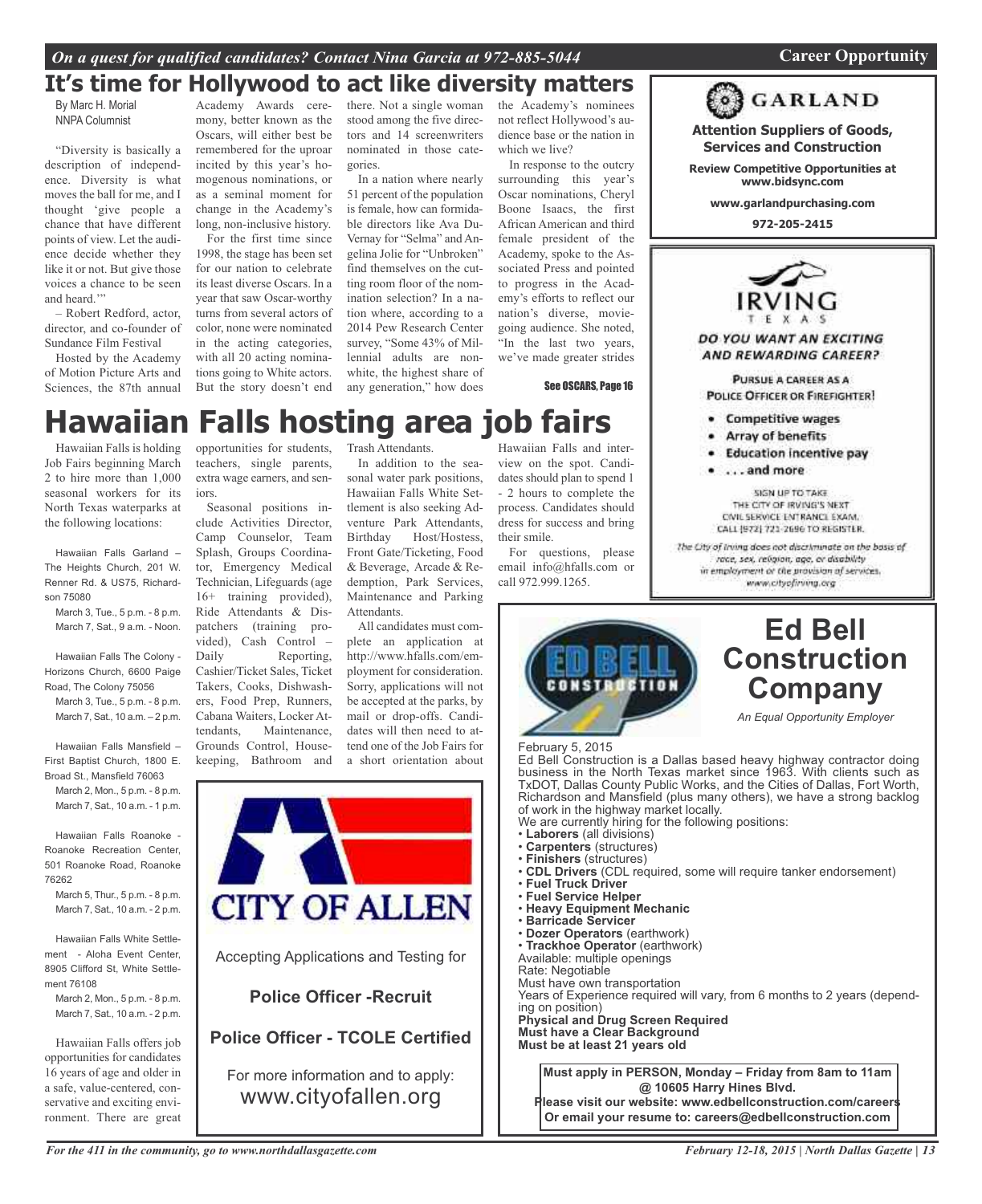## It's time for Hollywood to act like diversity matters

By Marc H. Morial
NNPA Columnist

"Diversity is basically a description of independence. Diversity is what moves the ball for me, and I thought 'give people a chance that have different points of view. Let the audience decide whether they like it or not. But give those voices a chance to be seen and heard.'"

– Robert Redford, actor, director, and co-founder of Sundance Film Festival

Hosted by the Academy of Motion Picture Arts and Sciences, the 87th annual Academy Awards ceremony, better known as the Oscars, will either best be remembered for the uproar incited by this year's homogenous nominations, or as a seminal moment for change in the Academy's long, non-inclusive history.

For the first time since 1998, the stage has been set for our nation to celebrate its least diverse Oscars. In a year that saw Oscar-worthy turns from several actors of color, none were nominated in the acting categories, with all 20 acting nominations going to White actors. But the story doesn't end there. Not a single woman stood among the five directors and 14 screenwriters nominated in those categories.

In a nation where nearly 51 percent of the population is female, how can formidable directors like Ava DuVernay for "Selma" and Angelina Jolie for "Unbroken" find themselves on the cutting room floor of the nomination selection? In a nation where, according to a 2014 Pew Research Center survey, "Some 43% of Millennial adults are nonwhite, the highest share of any generation," how does the Academy's nominees not reflect Hollywood's audience base or the nation in which we live?

In response to the outcry surrounding this year's Oscar nominations, Cheryl Boone Isaacs, the first African American and third female president of the Academy, spoke to the Associated Press and pointed to progress in the Academy's efforts to reflect our nation's diverse, moviegoing audience. She noted, "In the last two years, we've made greater strides

See OSCARS, Page 16

## Hawaiian Falls hosting area job fairs

Hawaiian Falls is holding Job Fairs beginning March 2 to hire more than 1,000 seasonal workers for its North Texas waterparks at the following locations:

Hawaiian Falls Garland – The Heights Church, 201 W. Renner Rd. & US75, Richardson 75080
March 3, Tue., 5 p.m. - 8 p.m.
March 7, Sat., 9 a.m. - Noon.

Hawaiian Falls The Colony - Horizons Church, 6600 Paige Road, The Colony 75056
March 3, Tue., 5 p.m. - 8 p.m.
March 7, Sat., 10 a.m. – 2 p.m.

Hawaiian Falls Mansfield – First Baptist Church, 1800 E. Broad St., Mansfield 76063
March 2, Mon., 5 p.m. - 8 p.m.
March 7, Sat., 10 a.m. - 1 p.m.

Hawaiian Falls Roanoke - Roanoke Recreation Center, 501 Roanoke Road, Roanoke 76262
March 5, Thur., 5 p.m. - 8 p.m.
March 7, Sat., 10 a.m. - 2 p.m.

Hawaiian Falls White Settlement - Aloha Event Center, 8905 Clifford St, White Settlement 76108
March 2, Mon., 5 p.m. - 8 p.m.
March 7, Sat., 10 a.m. - 2 p.m.

Hawaiian Falls offers job opportunities for candidates 16 years of age and older in a safe, value-centered, conservative and exciting environment. There are great opportunities for students, teachers, single parents, extra wage earners, and seniors.

Seasonal positions include Activities Director, Camp Counselor, Team Splash, Groups Coordinator, Emergency Medical Technician, Lifeguards (age 16+ training provided), Ride Attendants & Dispatchers (training provided), Cash Control – Daily Reporting, Cashier/Ticket Sales, Ticket Takers, Cooks, Dishwashers, Food Prep, Runners, Cabana Waiters, Locker Attendants, Maintenance, Grounds Control, Housekeeping, Bathroom and Trash Attendants.

In addition to the seasonal water park positions, Hawaiian Falls White Settlement is also seeking Adventure Park Attendants, Birthday Host/Hostess, Front Gate/Ticketing, Food & Beverage, Arcade & Redemption, Park Services, Maintenance and Parking Attendants.

All candidates must complete an application at http://www.hfalls.com/employment for consideration. Sorry, applications will not be accepted at the parks, by mail or drop-offs. Candidates will then need to attend one of the Job Fairs for a short orientation about Hawaiian Falls and interview on the spot. Candidates should plan to spend 1 - 2 hours to complete the process. Candidates should dress for success and bring their smile.

For questions, please email info@hfalls.com or call 972.999.1265.

---

**CITY OF ALLEN**

Accepting Applications and Testing for

**Police Officer -Recruit**

**Police Officer - TCOLE Certified**

For more information and to apply:
www.cityofallen.org

---

**GARLAND**

**Attention Suppliers of Goods, Services and Construction**

**Review Competitive Opportunities at www.bidsync.com**

**www.garlandpurchasing.com**

**972-205-2415**

---

**IRVING TEXAS**

*DO YOU WANT AN EXCITING AND REWARDING CAREER?*

PURSUE A CAREER AS A POLICE OFFICER OR FIREFIGHTER!

- Competitive wages
- Array of benefits
- Education incentive pay
- . . . and more

SIGN UP TO TAKE THE CITY OF IRVING'S NEXT CIVIL SERVICE ENTRANCE EXAM. CALL (972) 721-2696 TO REGISTER.

*The City of Irving does not discriminate on the basis of race, sex, religion, age, or disability in employment or the provision of services. www.cityofirving.org*

---

## Ed Bell Construction Company

*An Equal Opportunity Employer*

February 5, 2015

Ed Bell Construction is a Dallas based heavy highway contractor doing business in the North Texas market since 1963. With clients such as TxDOT, Dallas County Public Works, and the Cities of Dallas, Fort Worth, Richardson and Mansfield (plus many others), we have a strong backlog of work in the highway market locally.

We are currently hiring for the following positions:

- **Laborers** (all divisions)
- **Carpenters** (structures)
- **Finishers** (structures)
- **CDL Drivers** (CDL required, some will require tanker endorsement)
- **Fuel Truck Driver**
- **Fuel Service Helper**
- **Heavy Equipment Mechanic**
- **Barricade Servicer**
- **Dozer Operators** (earthwork)
- **Trackhoe Operator** (earthwork)

Available: multiple openings
Rate: Negotiable
Must have own transportation
Years of Experience required will vary, from 6 months to 2 years (depending on position)
**Physical and Drug Screen Required**
**Must have a Clear Background**
**Must be at least 21 years old**

**Must apply in PERSON, Monday – Friday from 8am to 11am @ 10605 Harry Hines Blvd.**
**Please visit our website: www.edbellconstruction.com/careers**
**Or email your resume to: careers@edbellconstruction.com**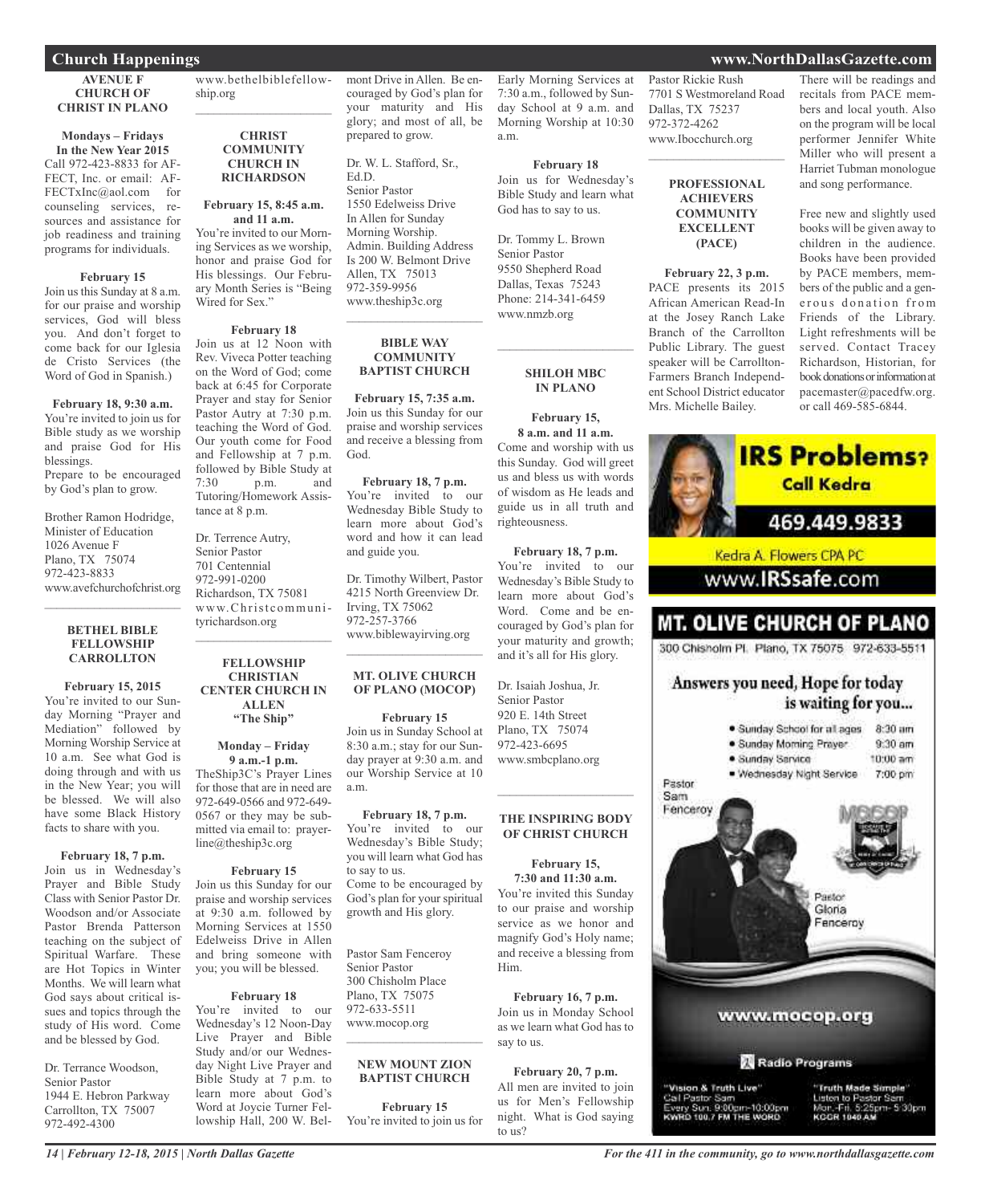## Church Happenings

### AVENUE F CHURCH OF CHRIST IN PLANO

**Mondays – Fridays In the New Year 2015**
Call 972-423-8833 for AFFECT, Inc. or email: AFFECTxInc@aol.com for counseling services, resources and assistance for job readiness and training programs for individuals.

**February 15**
Join us this Sunday at 8 a.m. for our praise and worship services, God will bless you. And don't forget to come back for our Iglesia de Cristo Services (the Word of God in Spanish.)

**February 18, 9:30 a.m.**
You're invited to join us for Bible study as we worship and praise God for His blessings.
Prepare to be encouraged by God's plan to grow.

Brother Ramon Hodridge, Minister of Education
1026 Avenue F
Plano, TX 75074
972-423-8833
www.avefchurchofchrist.org

---

### BETHEL BIBLE FELLOWSHIP CARROLLTON

**February 15, 2015**
You're invited to our Sunday Morning "Prayer and Mediation" followed by Morning Worship Service at 10 a.m. See what God is doing through and with us in the New Year; you will be blessed. We will also have some Black History facts to share with you.

**February 18, 7 p.m.**
Join us in Wednesday's Prayer and Bible Study Class with Senior Pastor Dr. Woodson and/or Associate Pastor Brenda Patterson teaching on the subject of Spiritual Warfare. These are Hot Topics in Winter Months. We will learn what God says about critical issues and topics through the study of His word. Come and be blessed by God.

Dr. Terrance Woodson, Senior Pastor
1944 E. Hebron Parkway
Carrollton, TX 75007
972-492-4300
www.bethelbiblefellowship.org

---

### CHRIST COMMUNITY CHURCH IN RICHARDSON

**February 15, 8:45 a.m. and 11 a.m.**
You're invited to our Morning Services as we worship, honor and praise God for His blessings. Our February Month Series is "Being Wired for Sex."

**February 18**
Join us at 12 Noon with Rev. Viveca Potter teaching on the Word of God; come back at 6:45 for Corporate Prayer and stay for Senior Pastor Autry at 7:30 p.m. teaching the Word of God. Our youth come for Food and Fellowship at 7 p.m. followed by Bible Study at 7:30 p.m. and Tutoring/Homework Assistance at 8 p.m.

Dr. Terrence Autry, Senior Pastor
701 Centennial
972-991-0200
Richardson, TX 75081
www.Christcommunityrichardson.org

---

### FELLOWSHIP CHRISTIAN CENTER CHURCH IN ALLEN "The Ship"

**Monday – Friday 9 a.m.-1 p.m.**
TheShip3C's Prayer Lines for those that are in need are 972-649-0566 and 972-649-0567 or they may be submitted via email to: prayerline@theship3c.org

**February 15**
Join us this Sunday for our praise and worship services at 9:30 a.m. followed by Morning Services at 1550 Edelweiss Drive in Allen and bring someone with you; you will be blessed.

**February 18**
You're invited to our Wednesday's 12 Noon-Day Live Prayer and Bible Study and/or our Wednesday Night Live Prayer and Bible Study at 7 p.m. to learn more about God's Word at Joycie Turner Fellowship Hall, 200 W. Belmont Drive in Allen. Be encouraged by God's plan for your maturity and His glory; and most of all, be prepared to grow.

Dr. W. L. Stafford, Sr., Ed.D.
Senior Pastor
1550 Edelweiss Drive
In Allen for Sunday Morning Worship.
Admin. Building Address Is 200 W. Belmont Drive
Allen, TX 75013
972-359-9956
www.theship3c.org

---

### BIBLE WAY COMMUNITY BAPTIST CHURCH

**February 15, 7:35 a.m.**
Join us this Sunday for our praise and worship services and receive a blessing from God.

**February 18, 7 p.m.**
You're invited to our Wednesday Bible Study to learn more about God's word and how it can lead and guide you.

Dr. Timothy Wilbert, Pastor
4215 North Greenview Dr.
Irving, TX 75062
972-257-3766
www.biblewayirving.org

---

### MT. OLIVE CHURCH OF PLANO (MOCOP)

**February 15**
Join us in Sunday School at 8:30 a.m.; stay for our Sunday prayer at 9:30 a.m. and our Worship Service at 10 a.m.

**February 18, 7 p.m.**
You're invited to our Wednesday's Bible Study; you will learn what God has to say to us.
Come to be encouraged by God's plan for your spiritual growth and His glory.

Pastor Sam Fenceroy
Senior Pastor
300 Chisholm Place
Plano, TX 75075
972-633-5511
www.mocop.org

---

### NEW MOUNT ZION BAPTIST CHURCH

**February 15**
You're invited to join us for Early Morning Services at 7:30 a.m., followed by Sunday School at 9 a.m. and Morning Worship at 10:30 a.m.

**February 18**
Join us for Wednesday's Bible Study and learn what God has to say to us.

Dr. Tommy L. Brown
Senior Pastor
9550 Shepherd Road
Dallas, Texas 75243
Phone: 214-341-6459
www.nmzb.org

---

### SHILOH MBC IN PLANO

**February 15, 8 a.m. and 11 a.m.**
Come and worship with us this Sunday. God will greet us and bless us with words of wisdom as He leads and guide us in all truth and righteousness.

**February 18, 7 p.m.**
You're invited to our Wednesday's Bible Study to learn more about God's Word. Come and be encouraged by God's plan for your maturity and growth; and it's all for His glory.

Dr. Isaiah Joshua, Jr.
Senior Pastor
920 E. 14th Street
Plano, TX 75074
972-423-6695
www.smbcplano.org

---

### THE INSPIRING BODY OF CHRIST CHURCH

**February 15, 7:30 and 11:30 a.m.**
You're invited this Sunday to our praise and worship service as we honor and magnify God's Holy name; and receive a blessing from Him.

**February 16, 7 p.m.**
Join us in Monday School as we learn what God has to say to us.

**February 20, 7 p.m.**
All men are invited to join us for Men's Fellowship night. What is God saying to us?

Pastor Rickie Rush
7701 S Westmoreland Road
Dallas, TX 75237
972-372-4262
www.Ibocchurch.org

---

### PROFESSIONAL ACHIEVERS COMMUNITY EXCELLENT (PACE)

**February 22, 3 p.m.**
PACE presents its 2015 African American Read-In at the Josey Ranch Lake Branch of the Carrollton Public Library. The guest speaker will be Carrollton-Farmers Branch Independent School District educator Mrs. Michelle Bailey.

There will be readings and recitals from PACE members and local youth. Also on the program will be local performer Jennifer White Miller who will present a Harriet Tubman monologue and song performance.

Free new and slightly used books will be given away to children in the audience. Books have been provided by PACE members, members of the public and a generous donation from Friends of the Library. Light refreshments will be served. Contact Tracey Richardson, Historian, for book donations or information at pacemaster@pacedfw.org. or call 469-585-6844.

---

**IRS Problems? Call Kedra**
469.449.9833
Kedra A. Flowers CPA PC
www.IRSsafe.com

---

**MT. OLIVE CHURCH OF PLANO**
300 Chisholm Pl. Plano, TX 75075 972-633-5511

Answers you need, Hope for today is waiting for you...

- Sunday School for all ages 8:30 am
- Sunday Morning Prayer 9:30 am
- Sunday Service 10:00 am
- Wednesday Night Service 7:00 pm

Pastor Sam Fenceroy
Pastor Gloria Fenceroy

www.mocop.org

Radio Programs

"Vision & Truth Live" Call Pastor Sam Every Sun. 9:00pm-10:00pm KWRD 100.7 FM THE WORD

"Truth Made Simple" Listen to Pastor Sam Mon.-Fri. 5:25pm- 5:30pm KGGR 1040 AM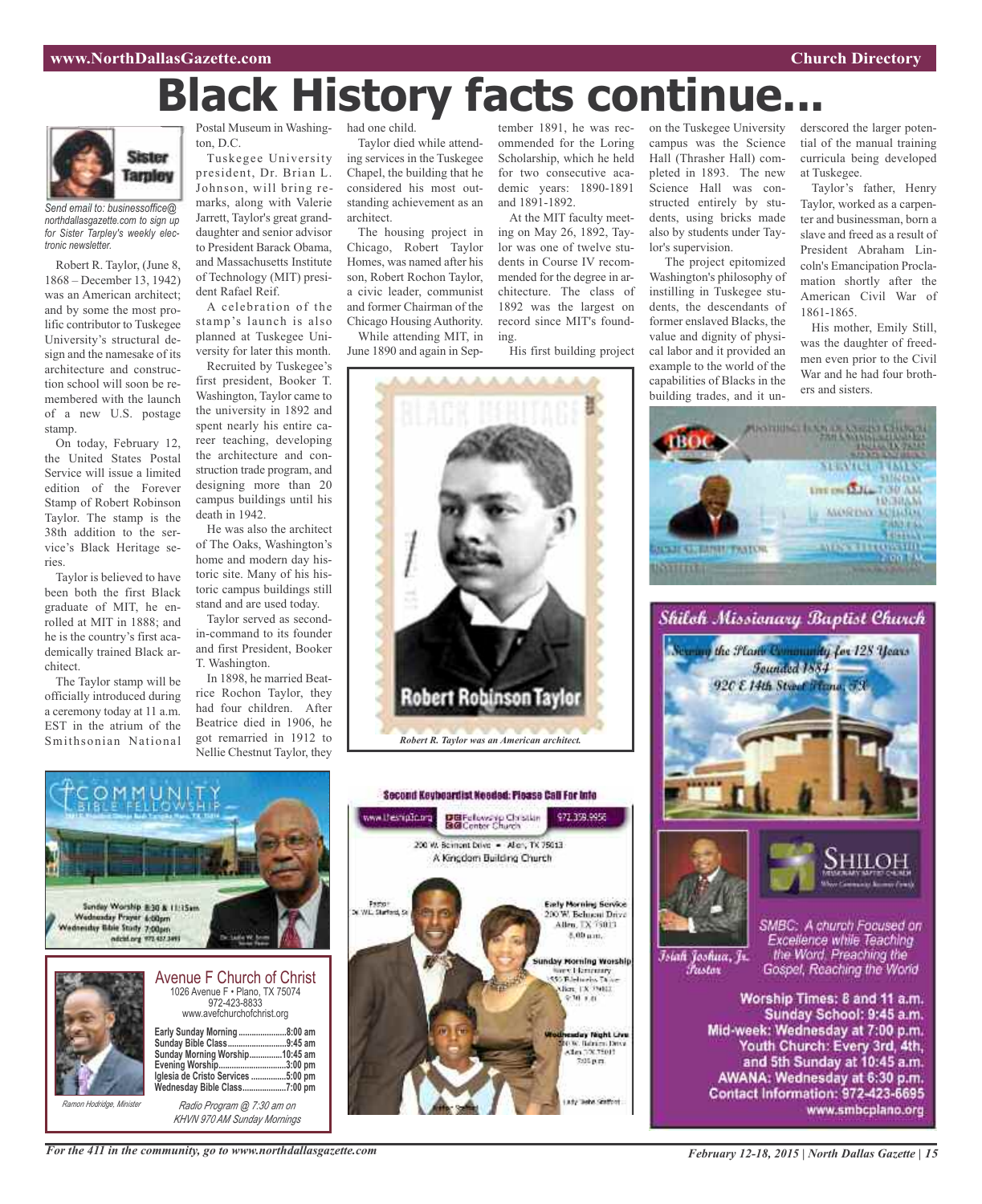# Black History facts continue...

Sister Tarpley

*Send email to: businessoffice@northdallasgazette.com to sign up for Sister Tarpley's weekly electronic newsletter.*

Robert R. Taylor, (June 8, 1868 – December 13, 1942) was an American architect; and by some the most prolific contributor to Tuskegee University's structural design and the namesake of its architecture and construction school will soon be remembered with the launch of a new U.S. postage stamp.

On today, February 12, the United States Postal Service will issue a limited edition of the Forever Stamp of Robert Robinson Taylor. The stamp is the 38th addition to the service's Black Heritage series.

Taylor is believed to have been both the first Black graduate of MIT, he enrolled at MIT in 1888; and he is the country's first academically trained Black architect.

The Taylor stamp will be officially introduced during a ceremony today at 11 a.m. EST in the atrium of the Smithsonian National Postal Museum in Washington, D.C.

Tuskegee University president, Dr. Brian L. Johnson, will bring remarks, along with Valerie Jarrett, Taylor's great granddaughter and senior advisor to President Barack Obama, and Massachusetts Institute of Technology (MIT) president Rafael Reif.

A celebration of the stamp's launch is also planned at Tuskegee University for later this month.

Recruited by Tuskegee's first president, Booker T. Washington, Taylor came to the university in 1892 and spent nearly his entire career teaching, developing the architecture and construction trade program, and designing more than 20 campus buildings until his death in 1942.

He was also the architect of The Oaks, Washington's home and modern day historic site. Many of his historic campus buildings still stand and are used today.

Taylor served as second-in-command to its founder and first President, Booker T. Washington.

In 1898, he married Beatrice Rochon Taylor, they had four children. After Beatrice died in 1906, he got remarried in 1912 to Nellie Chestnut Taylor, they had one child.

Taylor died while attending services in the Tuskegee Chapel, the building that he considered his most outstanding achievement as an architect.

The housing project in Chicago, Robert Taylor Homes, was named after his son, Robert Rochon Taylor, a civic leader, communist and former Chairman of the Chicago Housing Authority.

While attending MIT, in June 1890 and again in September 1891, he was recommended for the Loring Scholarship, which he held for two consecutive academic years: 1890-1891 and 1891-1892.

At the MIT faculty meeting on May 26, 1892, Taylor was one of twelve students in Course IV recommended for the degree in architecture. The class of 1892 was the largest on record since MIT's founding.

His first building project on the Tuskegee University campus was the Science Hall (Thrasher Hall) completed in 1893. The new Science Hall was constructed entirely by students, using bricks made also by students under Taylor's supervision.

The project epitomized Washington's philosophy of instilling in Tuskegee students, the descendants of former enslaved Blacks, the value and dignity of physical labor and it provided an example to the world of the capabilities of Blacks in the building trades, and it underscored the larger potential of the manual training curricula being developed at Tuskegee.

Taylor's father, Henry Taylor, worked as a carpenter and businessman, born a slave and freed as a result of President Abraham Lincoln's Emancipation Proclamation shortly after the American Civil War of 1861-1865.

His mother, Emily Still, was the daughter of freedmen even prior to the Civil War and he had four brothers and sisters.

Robert Robinson Taylor

*Robert R. Taylor was an American architect.*

---

**Community Bible Fellowship**

Sunday Worship 8:30 & 11:15am
Wednesday Prayer 6:00pm
Wednesday Bible Study 7:00pm

---

**Avenue F Church of Christ**
1026 Avenue F • Plano, TX 75074
972-423-8833
www.avefchurchofchrist.org

| | |
|---|---|
| Early Sunday Morning | 8:00 am |
| Sunday Bible Class | 9:45 am |
| Sunday Morning Worship | 10:45 am |
| Evening Worship | 3:00 pm |
| Iglesia de Cristo Services | 5:00 pm |
| Wednesday Bible Class | 7:00 pm |

*Ramon Hodridge, Minister*

*Radio Program @ 7:30 am on KHVN 970 AM Sunday Mornings*

---

**Second Keyboardist Needed: Please Call For Info**

www.thesmpl.org — Fellowship Christian Center Church — 972.359.9956

200 W. Belmont Drive • Allen, TX 75013
A Kingdom Building Church

Pastor Dr. W.L. Stafford, Sr.

Early Morning Service
200 W. Belmont Drive
Allen, TX 75013
8:00 a.m.

Sunday Morning Worship

Wednesday Night Live
7:00 p.m.

Lady Stafford

---

**Shiloh Missionary Baptist Church**

*Serving the Plano Community for 128 Years*
*Founded 1884*
*920 E 14th Street Plano, TX*

SHILOH

*Isiah Joshua, Jr. Pastor*

*SMBC: A church Focused on Excellence while Teaching the Word, Preaching the Gospel, Reaching the World*

**Worship Times: 8 and 11 a.m.**
**Sunday School: 9:45 a.m.**
**Mid-week: Wednesday at 7:00 p.m.**
**Youth Church: Every 3rd, 4th, and 5th Sunday at 10:45 a.m.**
**AWANA: Wednesday at 6:30 p.m.**
**Contact Information: 972-423-6695**
**www.smbcplano.org**

*For the 411 in the community, go to www.northdallasgazette.com*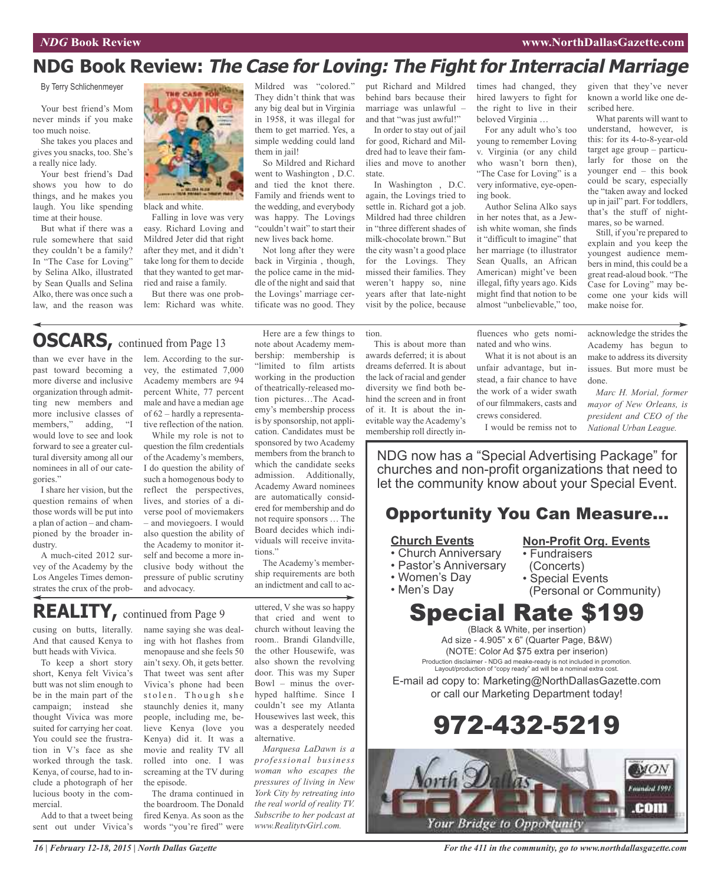# NDG Book Review: *The Case for Loving: The Fight for Interracial Marriage*

By Terry Schlichenmeyer

Your best friend's Mom never minds if you make too much noise.

She takes you places and gives you snacks, too. She's a really nice lady.

Your best friend's Dad shows you how to do things, and he makes you laugh. You like spending time at their house.

But what if there was a rule somewhere that said they couldn't be a family? In "The Case for Loving" by Selina Alko, illustrated by Sean Qualls and Selina Alko, there was once such a law, and the reason was black and white.

Falling in love was very easy. Richard Loving and Mildred Jeter did that right after they met, and it didn't take long for them to decide that they wanted to get married and raise a family.

But there was one problem: Richard was white. Mildred was "colored." They didn't think that was any big deal but in Virginia in 1958, it was illegal for them to get married. Yes, a simple wedding could land them in jail!

So Mildred and Richard went to Washington , D.C. and tied the knot there. Family and friends went to the wedding, and everybody was happy. The Lovings "couldn't wait" to start their new lives back home.

Not long after they were back in Virginia , though, the police came in the middle of the night and said that the Lovings' marriage certificate was no good. They put Richard and Mildred behind bars because their marriage was unlawful – and that "was just awful!"

In order to stay out of jail for good, Richard and Mildred had to leave their families and move to another state.

In Washington , D.C. again, the Lovings tried to settle in. Richard got a job. Mildred had three children in "three different shades of milk-chocolate brown." But the city wasn't a good place for the Lovings. They missed their families. They weren't happy so, nine years after that late-night visit by the police, because times had changed, they hired lawyers to fight for the right to live in their beloved Virginia …

For any adult who's too young to remember Loving v. Virginia (or any child who wasn't born then), "The Case for Loving" is a very informative, eye-opening book.

Author Selina Alko says in her notes that, as a Jewish white woman, she finds it "difficult to imagine" that her marriage (to illustrator Sean Qualls, an African American) might've been illegal, fifty years ago. Kids might find that notion to be almost "unbelievable," too, given that they've never known a world like one described here.

What parents will want to understand, however, is this: for its 4-to-8-year-old target age group – particularly for those on the younger end – this book could be scary, especially the "taken away and locked up in jail" part. For toddlers, that's the stuff of nightmares, so be warned.

Still, if you're prepared to explain and you keep the youngest audience members in mind, this could be a great read-aloud book. "The Case for Loving" may become one your kids will make noise for.

---

## OSCARS, continued from Page 13

than we ever have in the past toward becoming a more diverse and inclusive organization through admitting new members and more inclusive classes of members," adding, "I would love to see and look forward to see a greater cultural diversity among all our nominees in all of our categories."

I share her vision, but the question remains of when those words will be put into a plan of action – and championed by the broader industry.

A much-cited 2012 survey of the Academy by the Los Angeles Times demonstrates the crux of the problem. According to the survey, the estimated 7,000 Academy members are 94 percent White, 77 percent male and have a median age of 62 – hardly a representative reflection of the nation.

While my role is not to question the film credentials of the Academy's members, I do question the ability of such a homogenous body to reflect the perspectives, lives, and stories of a diverse pool of moviemakers – and moviegoers. I would also question the ability of the Academy to monitor itself and become a more inclusive body without the pressure of public scrutiny and advocacy.

Here are a few things to note about Academy membership: membership is "limited to film artists working in the production of theatrically-released motion pictures…The Academy's membership process is by sponsorship, not application. Candidates must be sponsored by two Academy members from the branch to which the candidate seeks admission. Additionally, Academy Award nominees are automatically considered for membership and do not require sponsors … The Board decides which individuals will receive invitations."

The Academy's membership requirements are both an indictment and call to action.

This is about more than awards deferred; it is about dreams deferred. It is about the lack of racial and gender diversity we find both behind the screen and in front of it. It is about the inevitable way the Academy's membership roll directly influences who gets nominated and who wins.

What it is not about is an unfair advantage, but instead, a fair chance to have the work of a wider swath of our filmmakers, casts and crews considered.

I would be remiss not to acknowledge the strides the Academy has begun to make to address its diversity issues. But more must be done.

*Marc H. Morial, former mayor of New Orleans, is president and CEO of the National Urban League.*

---

## REALITY, continued from Page 9

cusing on butts, literally. And that caused Kenya to butt heads with Vivica.

To keep a short story short, Kenya felt Vivica's butt was not slim enough to be in the main part of the campaign; instead she thought Vivica was more suited for carrying her coat. You could see the frustration in V's face as she worked through the task. Kenya, of course, had to include a photograph of her lucious booty in the commercial.

Add to that a tweet being sent out under Vivica's name saying she was dealing with hot flashes from menopause and she feels 50 ain't sexy. Oh, it gets better. That tweet was sent after Vivica's phone had been stolen. Though she staunchly denies it, many people, including me, believe Kenya (love you Kenya) did it. It was a movie and reality TV all rolled into one. I was screaming at the TV during the episode.

The drama continued in the boardroom. The Donald fired Kenya. As soon as the words "you're fired" were uttered, V she was so happy that cried and went to church without leaving the room.. Brandi Glandville, the other Housewife, was also shown the revolving door. This was my Super Bowl – minus the overhyped halftime. Since I couldn't see my Atlanta Housewives last week, this was a desperately needed alternative.

*Marquesa LaDawn is a professional business woman who escapes the pressures of living in New York City by retreating into the real world of reality TV. Subscribe to her podcast at www.RealitytvGirl.com.*

---

NDG now has a "Special Advertising Package" for churches and non-profit organizations that need to let the community know about your Special Event.

## Opportunity You Can Measure...

**Church Events**
- Church Anniversary
- Pastor's Anniversary
- Women's Day
- Men's Day

**Non-Profit Org. Events**
- Fundraisers (Concerts)
- Special Events (Personal or Community)

## Special Rate $199

(Black & White, per insertion)
Ad size - 4.905" x 6" (Quarter Page, B&W)
(NOTE: Color Ad $75 extra per inserion)
Production disclaimer - NDG ad meake-ready is not included in promotion. Layout/production of "copy ready" ad will be a nominal extra cost.

E-mail ad copy to: Marketing@NorthDallasGazette.com or call our Marketing Department today!

## 972-432-5219

North Dallas Gazette .com — Your Bridge to Opportunity — MON Founded 1991